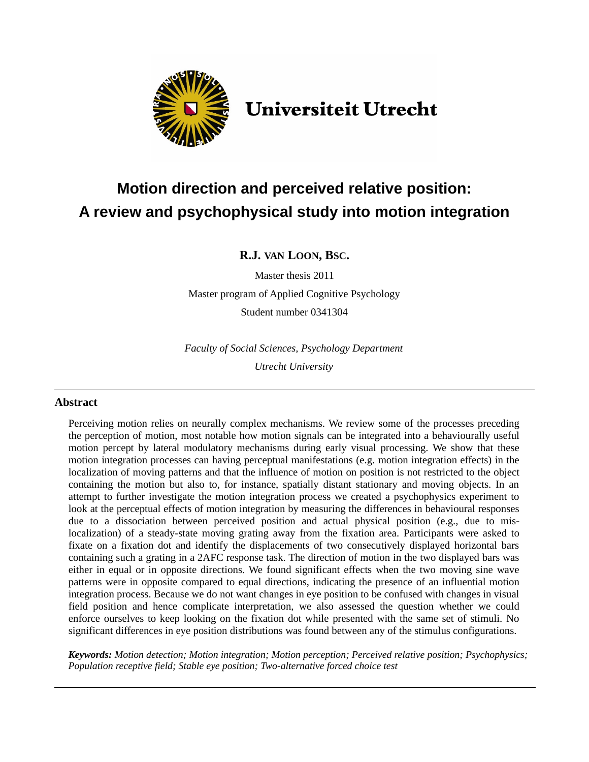Universiteit Utrecht

# Motion direction and perceived relative position: A review and psychophysical study into motion integration

**R.J. VAN LOON, BSC.**

Master thesis 2011

Master program of Applied Cognitive Psychology

Student number 0341304

*Faculty of Social Sciences, Psychology Department*

*Utrecht University*

---

## Abstract

Perceiving motion relies on neurally complex mechanisms. We review some of the processes preceding the perception of motion, most notable how motion signals can be integrated into a behaviourally useful motion percept by lateral modulatory mechanisms during early visual processing. We show that these motion integration processes can having perceptual manifestations (e.g. motion integration effects) in the localization of moving patterns and that the influence of motion on position is not restricted to the object containing the motion but also to, for instance, spatially distant stationary and moving objects. In an attempt to further investigate the motion integration process we created a psychophysics experiment to look at the perceptual effects of motion integration by measuring the differences in behavioural responses due to a dissociation between perceived position and actual physical position (e.g., due to mis-localization) of a steady-state moving grating away from the fixation area. Participants were asked to fixate on a fixation dot and identify the displacements of two consecutively displayed horizontal bars containing such a grating in a 2AFC response task. The direction of motion in the two displayed bars was either in equal or in opposite directions. We found significant effects when the two moving sine wave patterns were in opposite compared to equal directions, indicating the presence of an influential motion integration process. Because we do not want changes in eye position to be confused with changes in visual field position and hence complicate interpretation, we also assessed the question whether we could enforce ourselves to keep looking on the fixation dot while presented with the same set of stimuli. No significant differences in eye position distributions was found between any of the stimulus configurations.

***Keywords:*** *Motion detection; Motion integration; Motion perception; Perceived relative position; Psychophysics; Population receptive field; Stable eye position; Two-alternative forced choice test*

---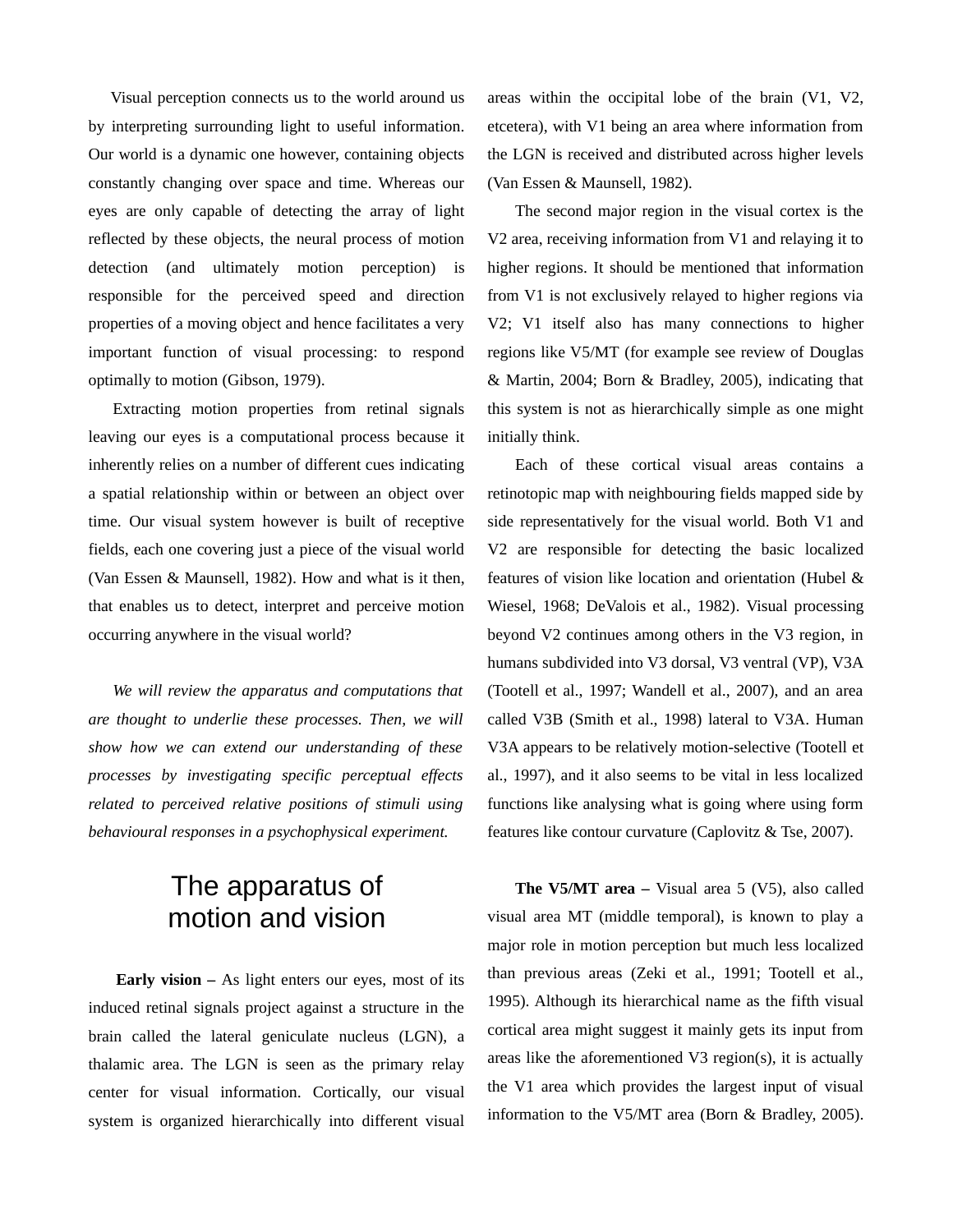Visual perception connects us to the world around us by interpreting surrounding light to useful information. Our world is a dynamic one however, containing objects constantly changing over space and time. Whereas our eyes are only capable of detecting the array of light reflected by these objects, the neural process of motion detection (and ultimately motion perception) is responsible for the perceived speed and direction properties of a moving object and hence facilitates a very important function of visual processing: to respond optimally to motion (Gibson, 1979).

Extracting motion properties from retinal signals leaving our eyes is a computational process because it inherently relies on a number of different cues indicating a spatial relationship within or between an object over time. Our visual system however is built of receptive fields, each one covering just a piece of the visual world (Van Essen & Maunsell, 1982). How and what is it then, that enables us to detect, interpret and perceive motion occurring anywhere in the visual world?

*We will review the apparatus and computations that are thought to underlie these processes. Then, we will show how we can extend our understanding of these processes by investigating specific perceptual effects related to perceived relative positions of stimuli using behavioural responses in a psychophysical experiment.*

# The apparatus of motion and vision

**Early vision –** As light enters our eyes, most of its induced retinal signals project against a structure in the brain called the lateral geniculate nucleus (LGN), a thalamic area. The LGN is seen as the primary relay center for visual information. Cortically, our visual system is organized hierarchically into different visual areas within the occipital lobe of the brain (V1, V2, etcetera), with V1 being an area where information from the LGN is received and distributed across higher levels (Van Essen & Maunsell, 1982).

The second major region in the visual cortex is the V2 area, receiving information from V1 and relaying it to higher regions. It should be mentioned that information from V1 is not exclusively relayed to higher regions via V2; V1 itself also has many connections to higher regions like V5/MT (for example see review of Douglas & Martin, 2004; Born & Bradley, 2005), indicating that this system is not as hierarchically simple as one might initially think.

Each of these cortical visual areas contains a retinotopic map with neighbouring fields mapped side by side representatively for the visual world. Both V1 and V2 are responsible for detecting the basic localized features of vision like location and orientation (Hubel & Wiesel, 1968; DeValois et al., 1982). Visual processing beyond V2 continues among others in the V3 region, in humans subdivided into V3 dorsal, V3 ventral (VP), V3A (Tootell et al., 1997; Wandell et al., 2007), and an area called V3B (Smith et al., 1998) lateral to V3A. Human V3A appears to be relatively motion-selective (Tootell et al., 1997), and it also seems to be vital in less localized functions like analysing what is going where using form features like contour curvature (Caplovitz & Tse, 2007).

**The V5/MT area –** Visual area 5 (V5), also called visual area MT (middle temporal), is known to play a major role in motion perception but much less localized than previous areas (Zeki et al., 1991; Tootell et al., 1995). Although its hierarchical name as the fifth visual cortical area might suggest it mainly gets its input from areas like the aforementioned V3 region(s), it is actually the V1 area which provides the largest input of visual information to the V5/MT area (Born & Bradley, 2005).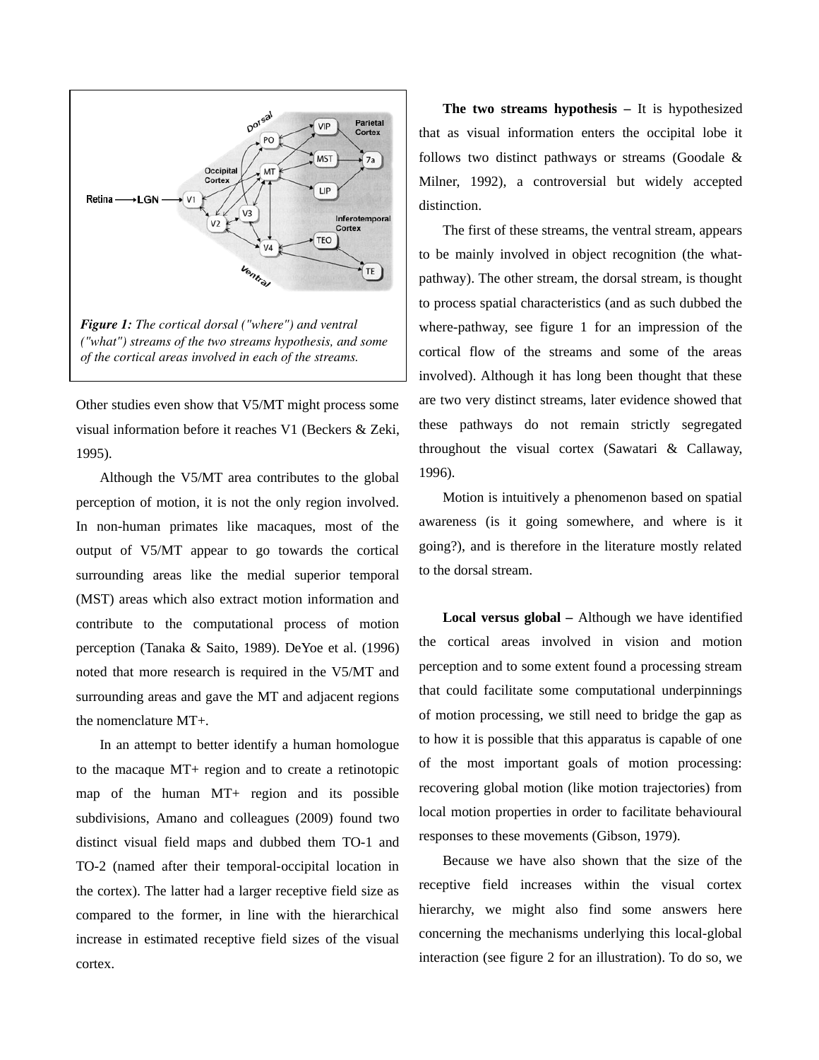*Figure 1: The cortical dorsal ("where") and ventral ("what") streams of the two streams hypothesis, and some of the cortical areas involved in each of the streams.*

Other studies even show that V5/MT might process some visual information before it reaches V1 (Beckers & Zeki, 1995).

Although the V5/MT area contributes to the global perception of motion, it is not the only region involved. In non-human primates like macaques, most of the output of V5/MT appear to go towards the cortical surrounding areas like the medial superior temporal (MST) areas which also extract motion information and contribute to the computational process of motion perception (Tanaka & Saito, 1989). DeYoe et al. (1996) noted that more research is required in the V5/MT and surrounding areas and gave the MT and adjacent regions the nomenclature MT+.

In an attempt to better identify a human homologue to the macaque MT+ region and to create a retinotopic map of the human MT+ region and its possible subdivisions, Amano and colleagues (2009) found two distinct visual field maps and dubbed them TO-1 and TO-2 (named after their temporal-occipital location in the cortex). The latter had a larger receptive field size as compared to the former, in line with the hierarchical increase in estimated receptive field sizes of the visual cortex.

**The two streams hypothesis –** It is hypothesized that as visual information enters the occipital lobe it follows two distinct pathways or streams (Goodale & Milner, 1992), a controversial but widely accepted distinction.

The first of these streams, the ventral stream, appears to be mainly involved in object recognition (the what-pathway). The other stream, the dorsal stream, is thought to process spatial characteristics (and as such dubbed the where-pathway, see figure 1 for an impression of the cortical flow of the streams and some of the areas involved). Although it has long been thought that these are two very distinct streams, later evidence showed that these pathways do not remain strictly segregated throughout the visual cortex (Sawatari & Callaway, 1996).

Motion is intuitively a phenomenon based on spatial awareness (is it going somewhere, and where is it going?), and is therefore in the literature mostly related to the dorsal stream.

**Local versus global –** Although we have identified the cortical areas involved in vision and motion perception and to some extent found a processing stream that could facilitate some computational underpinnings of motion processing, we still need to bridge the gap as to how it is possible that this apparatus is capable of one of the most important goals of motion processing: recovering global motion (like motion trajectories) from local motion properties in order to facilitate behavioural responses to these movements (Gibson, 1979).

Because we have also shown that the size of the receptive field increases within the visual cortex hierarchy, we might also find some answers here concerning the mechanisms underlying this local-global interaction (see figure 2 for an illustration). To do so, we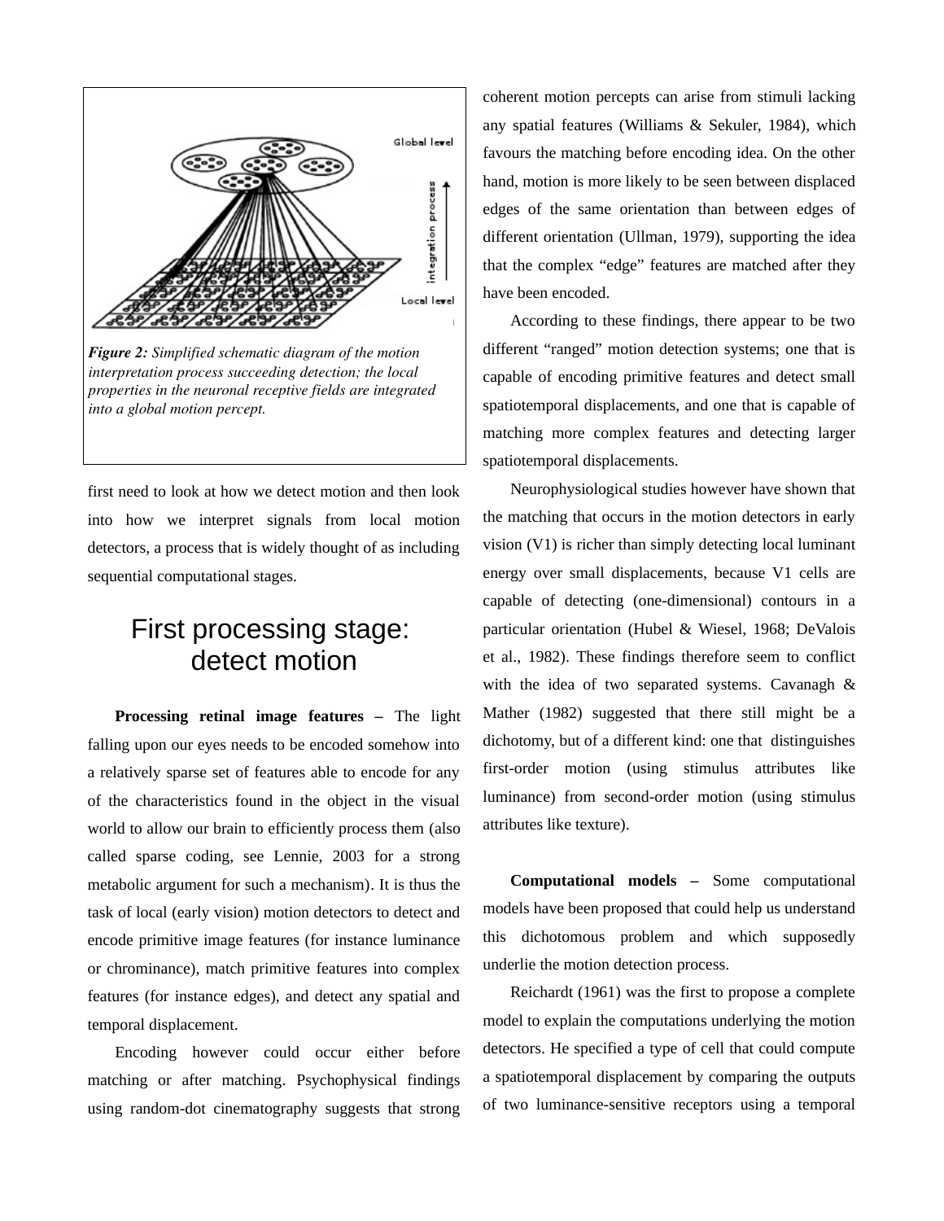*Figure 2: Simplified schematic diagram of the motion interpretation process succeeding detection; the local properties in the neuronal receptive fields are integrated into a global motion percept.*

first need to look at how we detect motion and then look into how we interpret signals from local motion detectors, a process that is widely thought of as including sequential computational stages.

## First processing stage: detect motion

**Processing retinal image features –** The light falling upon our eyes needs to be encoded somehow into a relatively sparse set of features able to encode for any of the characteristics found in the object in the visual world to allow our brain to efficiently process them (also called sparse coding, see Lennie, 2003 for a strong metabolic argument for such a mechanism). It is thus the task of local (early vision) motion detectors to detect and encode primitive image features (for instance luminance or chrominance), match primitive features into complex features (for instance edges), and detect any spatial and temporal displacement.

Encoding however could occur either before matching or after matching. Psychophysical findings using random-dot cinematography suggests that strong coherent motion percepts can arise from stimuli lacking any spatial features (Williams & Sekuler, 1984), which favours the matching before encoding idea. On the other hand, motion is more likely to be seen between displaced edges of the same orientation than between edges of different orientation (Ullman, 1979), supporting the idea that the complex "edge" features are matched after they have been encoded.

According to these findings, there appear to be two different "ranged" motion detection systems; one that is capable of encoding primitive features and detect small spatiotemporal displacements, and one that is capable of matching more complex features and detecting larger spatiotemporal displacements.

Neurophysiological studies however have shown that the matching that occurs in the motion detectors in early vision (V1) is richer than simply detecting local luminant energy over small displacements, because V1 cells are capable of detecting (one-dimensional) contours in a particular orientation (Hubel & Wiesel, 1968; DeValois et al., 1982). These findings therefore seem to conflict with the idea of two separated systems. Cavanagh & Mather (1982) suggested that there still might be a dichotomy, but of a different kind: one that distinguishes first-order motion (using stimulus attributes like luminance) from second-order motion (using stimulus attributes like texture).

**Computational models –** Some computational models have been proposed that could help us understand this dichotomous problem and which supposedly underlie the motion detection process.

Reichardt (1961) was the first to propose a complete model to explain the computations underlying the motion detectors. He specified a type of cell that could compute a spatiotemporal displacement by comparing the outputs of two luminance-sensitive receptors using a temporal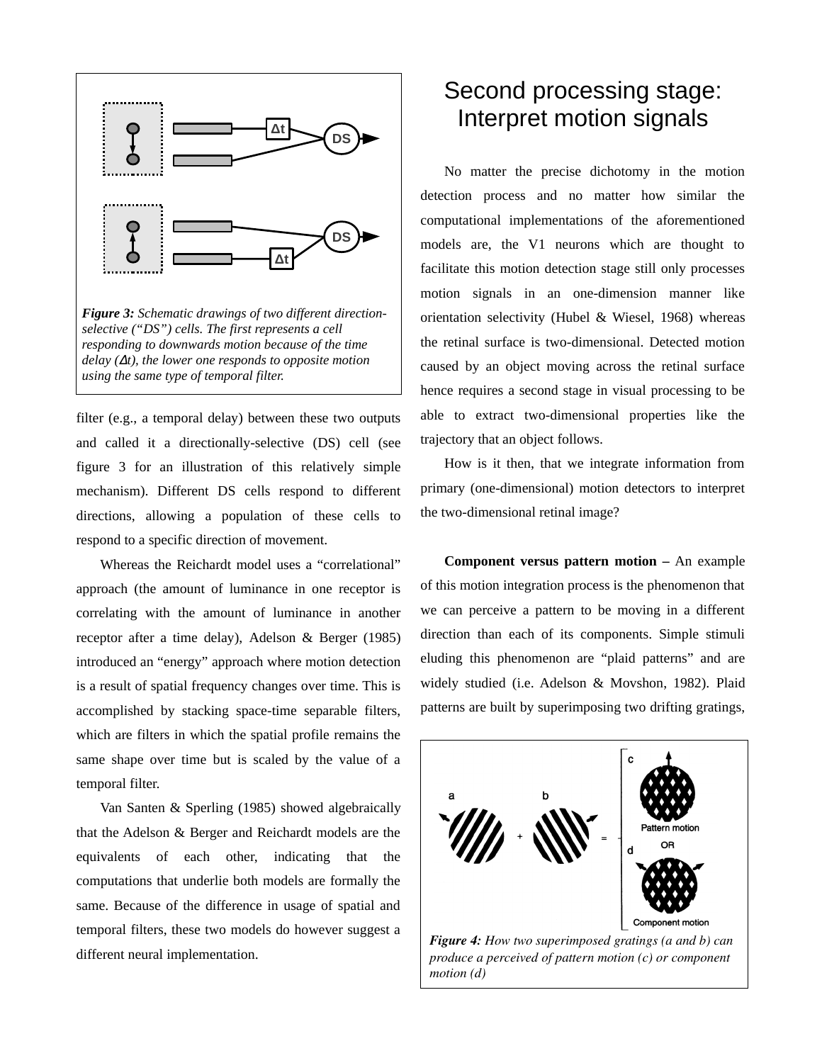*Figure 3: Schematic drawings of two different direction-selective ("DS") cells. The first represents a cell responding to downwards motion because of the time delay (Δt), the lower one responds to opposite motion using the same type of temporal filter.*

filter (e.g., a temporal delay) between these two outputs and called it a directionally-selective (DS) cell (see figure 3 for an illustration of this relatively simple mechanism). Different DS cells respond to different directions, allowing a population of these cells to respond to a specific direction of movement.

Whereas the Reichardt model uses a "correlational" approach (the amount of luminance in one receptor is correlating with the amount of luminance in another receptor after a time delay), Adelson & Berger (1985) introduced an "energy" approach where motion detection is a result of spatial frequency changes over time. This is accomplished by stacking space-time separable filters, which are filters in which the spatial profile remains the same shape over time but is scaled by the value of a temporal filter.

Van Santen & Sperling (1985) showed algebraically that the Adelson & Berger and Reichardt models are the equivalents of each other, indicating that the computations that underlie both models are formally the same. Because of the difference in usage of spatial and temporal filters, these two models do however suggest a different neural implementation.

# Second processing stage: Interpret motion signals

No matter the precise dichotomy in the motion detection process and no matter how similar the computational implementations of the aforementioned models are, the V1 neurons which are thought to facilitate this motion detection stage still only processes motion signals in an one-dimension manner like orientation selectivity (Hubel & Wiesel, 1968) whereas the retinal surface is two-dimensional. Detected motion caused by an object moving across the retinal surface hence requires a second stage in visual processing to be able to extract two-dimensional properties like the trajectory that an object follows.

How is it then, that we integrate information from primary (one-dimensional) motion detectors to interpret the two-dimensional retinal image?

**Component versus pattern motion –** An example of this motion integration process is the phenomenon that we can perceive a pattern to be moving in a different direction than each of its components. Simple stimuli eluding this phenomenon are "plaid patterns" and are widely studied (i.e. Adelson & Movshon, 1982). Plaid patterns are built by superimposing two drifting gratings,

*Figure 4: How two superimposed gratings (a and b) can produce a perceived of pattern motion (c) or component motion (d)*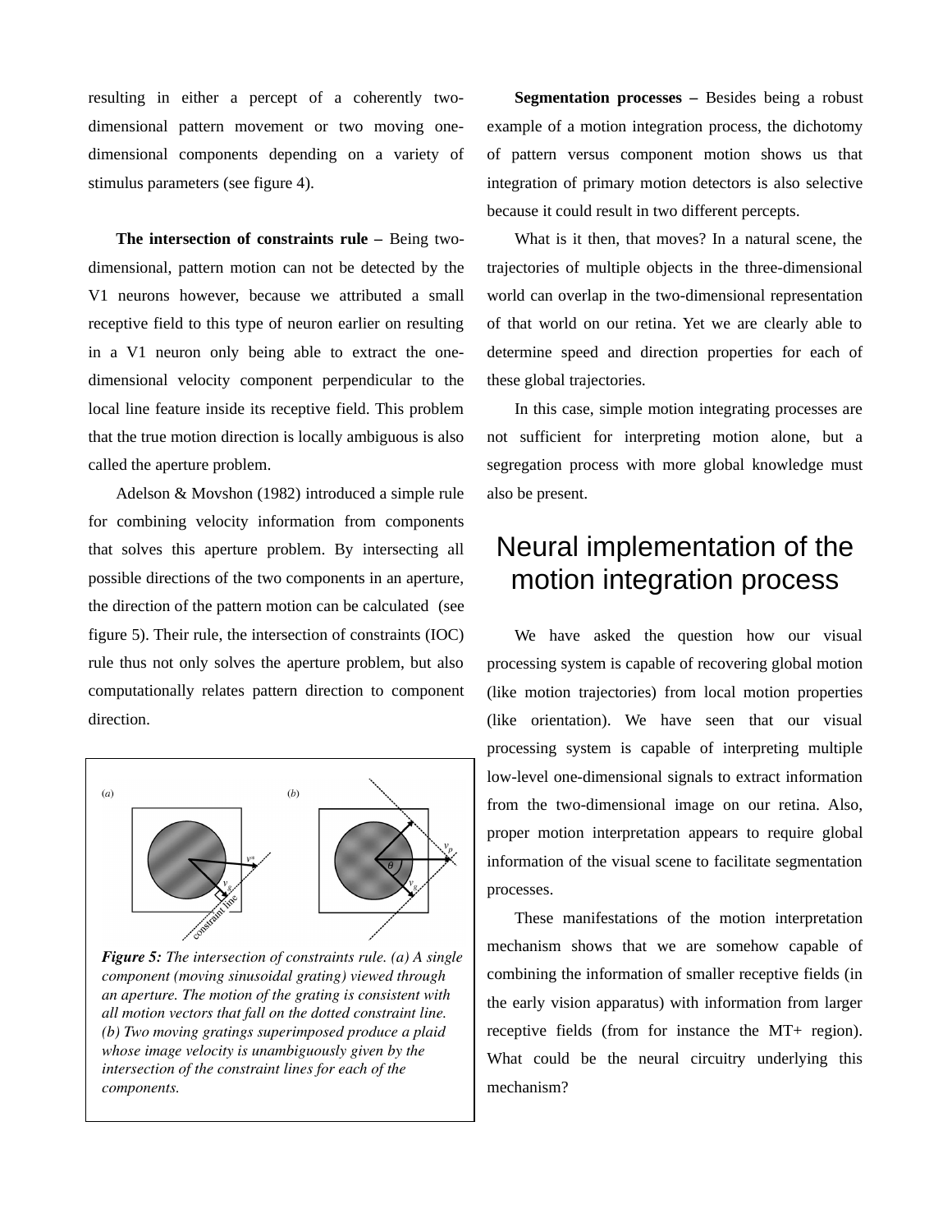resulting in either a percept of a coherently two-dimensional pattern movement or two moving one-dimensional components depending on a variety of stimulus parameters (see figure 4).

**The intersection of constraints rule –** Being two-dimensional, pattern motion can not be detected by the V1 neurons however, because we attributed a small receptive field to this type of neuron earlier on resulting in a V1 neuron only being able to extract the one-dimensional velocity component perpendicular to the local line feature inside its receptive field. This problem that the true motion direction is locally ambiguous is also called the aperture problem.

Adelson & Movshon (1982) introduced a simple rule for combining velocity information from components that solves this aperture problem. By intersecting all possible directions of the two components in an aperture, the direction of the pattern motion can be calculated (see figure 5). Their rule, the intersection of constraints (IOC) rule thus not only solves the aperture problem, but also computationally relates pattern direction to component direction.

*Figure 5: The intersection of constraints rule. (a) A single component (moving sinusoidal grating) viewed through an aperture. The motion of the grating is consistent with all motion vectors that fall on the dotted constraint line. (b) Two moving gratings superimposed produce a plaid whose image velocity is unambiguously given by the intersection of the constraint lines for each of the components.*

**Segmentation processes –** Besides being a robust example of a motion integration process, the dichotomy of pattern versus component motion shows us that integration of primary motion detectors is also selective because it could result in two different percepts.

What is it then, that moves? In a natural scene, the trajectories of multiple objects in the three-dimensional world can overlap in the two-dimensional representation of that world on our retina. Yet we are clearly able to determine speed and direction properties for each of these global trajectories.

In this case, simple motion integrating processes are not sufficient for interpreting motion alone, but a segregation process with more global knowledge must also be present.

# Neural implementation of the motion integration process

We have asked the question how our visual processing system is capable of recovering global motion (like motion trajectories) from local motion properties (like orientation). We have seen that our visual processing system is capable of interpreting multiple low-level one-dimensional signals to extract information from the two-dimensional image on our retina. Also, proper motion interpretation appears to require global information of the visual scene to facilitate segmentation processes.

These manifestations of the motion interpretation mechanism shows that we are somehow capable of combining the information of smaller receptive fields (in the early vision apparatus) with information from larger receptive fields (from for instance the MT+ region). What could be the neural circuitry underlying this mechanism?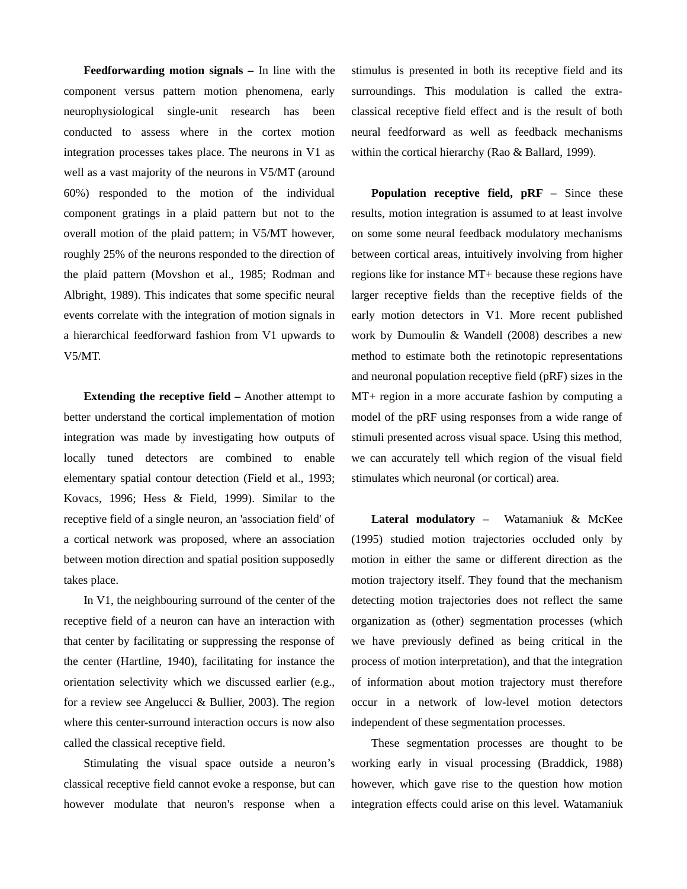**Feedforwarding motion signals –** In line with the component versus pattern motion phenomena, early neurophysiological single-unit research has been conducted to assess where in the cortex motion integration processes takes place. The neurons in V1 as well as a vast majority of the neurons in V5/MT (around 60%) responded to the motion of the individual component gratings in a plaid pattern but not to the overall motion of the plaid pattern; in V5/MT however, roughly 25% of the neurons responded to the direction of the plaid pattern (Movshon et al., 1985; Rodman and Albright, 1989). This indicates that some specific neural events correlate with the integration of motion signals in a hierarchical feedforward fashion from V1 upwards to V5/MT.

**Extending the receptive field –** Another attempt to better understand the cortical implementation of motion integration was made by investigating how outputs of locally tuned detectors are combined to enable elementary spatial contour detection (Field et al., 1993; Kovacs, 1996; Hess & Field, 1999). Similar to the receptive field of a single neuron, an 'association field' of a cortical network was proposed, where an association between motion direction and spatial position supposedly takes place.

In V1, the neighbouring surround of the center of the receptive field of a neuron can have an interaction with that center by facilitating or suppressing the response of the center (Hartline, 1940), facilitating for instance the orientation selectivity which we discussed earlier (e.g., for a review see Angelucci & Bullier, 2003). The region where this center-surround interaction occurs is now also called the classical receptive field.

Stimulating the visual space outside a neuron's classical receptive field cannot evoke a response, but can however modulate that neuron's response when a stimulus is presented in both its receptive field and its surroundings. This modulation is called the extra-classical receptive field effect and is the result of both neural feedforward as well as feedback mechanisms within the cortical hierarchy (Rao & Ballard, 1999).

**Population receptive field, pRF –** Since these results, motion integration is assumed to at least involve on some some neural feedback modulatory mechanisms between cortical areas, intuitively involving from higher regions like for instance MT+ because these regions have larger receptive fields than the receptive fields of the early motion detectors in V1. More recent published work by Dumoulin & Wandell (2008) describes a new method to estimate both the retinotopic representations and neuronal population receptive field (pRF) sizes in the MT+ region in a more accurate fashion by computing a model of the pRF using responses from a wide range of stimuli presented across visual space. Using this method, we can accurately tell which region of the visual field stimulates which neuronal (or cortical) area.

**Lateral modulatory –** Watamaniuk & McKee (1995) studied motion trajectories occluded only by motion in either the same or different direction as the motion trajectory itself. They found that the mechanism detecting motion trajectories does not reflect the same organization as (other) segmentation processes (which we have previously defined as being critical in the process of motion interpretation), and that the integration of information about motion trajectory must therefore occur in a network of low-level motion detectors independent of these segmentation processes.

These segmentation processes are thought to be working early in visual processing (Braddick, 1988) however, which gave rise to the question how motion integration effects could arise on this level. Watamaniuk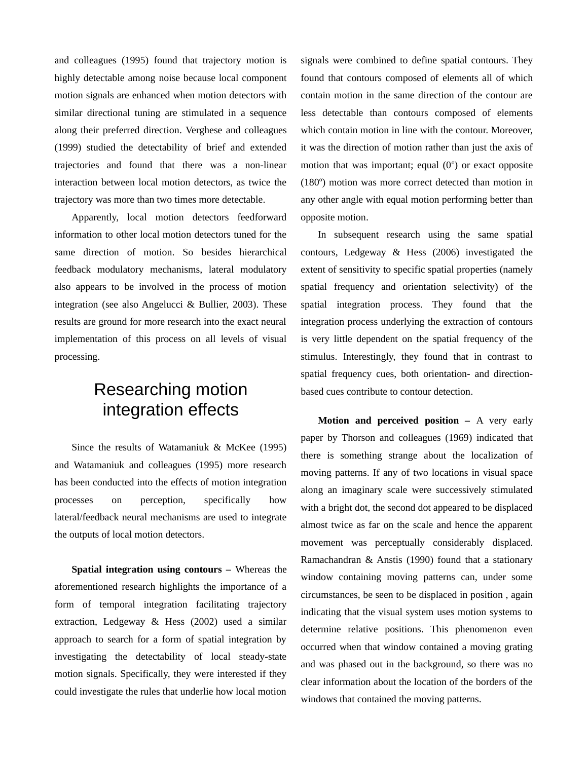and colleagues (1995) found that trajectory motion is highly detectable among noise because local component motion signals are enhanced when motion detectors with similar directional tuning are stimulated in a sequence along their preferred direction. Verghese and colleagues (1999) studied the detectability of brief and extended trajectories and found that there was a non-linear interaction between local motion detectors, as twice the trajectory was more than two times more detectable.

Apparently, local motion detectors feedforward information to other local motion detectors tuned for the same direction of motion. So besides hierarchical feedback modulatory mechanisms, lateral modulatory also appears to be involved in the process of motion integration (see also Angelucci & Bullier, 2003). These results are ground for more research into the exact neural implementation of this process on all levels of visual processing.

## Researching motion integration effects

Since the results of Watamaniuk & McKee (1995) and Watamaniuk and colleagues (1995) more research has been conducted into the effects of motion integration processes on perception, specifically how lateral/feedback neural mechanisms are used to integrate the outputs of local motion detectors.

**Spatial integration using contours –** Whereas the aforementioned research highlights the importance of a form of temporal integration facilitating trajectory extraction, Ledgeway & Hess (2002) used a similar approach to search for a form of spatial integration by investigating the detectability of local steady-state motion signals. Specifically, they were interested if they could investigate the rules that underlie how local motion signals were combined to define spatial contours. They found that contours composed of elements all of which contain motion in the same direction of the contour are less detectable than contours composed of elements which contain motion in line with the contour. Moreover, it was the direction of motion rather than just the axis of motion that was important; equal (0º) or exact opposite (180º) motion was more correct detected than motion in any other angle with equal motion performing better than opposite motion.

In subsequent research using the same spatial contours, Ledgeway & Hess (2006) investigated the extent of sensitivity to specific spatial properties (namely spatial frequency and orientation selectivity) of the spatial integration process. They found that the integration process underlying the extraction of contours is very little dependent on the spatial frequency of the stimulus. Interestingly, they found that in contrast to spatial frequency cues, both orientation- and direction-based cues contribute to contour detection.

**Motion and perceived position –** A very early paper by Thorson and colleagues (1969) indicated that there is something strange about the localization of moving patterns. If any of two locations in visual space along an imaginary scale were successively stimulated with a bright dot, the second dot appeared to be displaced almost twice as far on the scale and hence the apparent movement was perceptually considerably displaced. Ramachandran & Anstis (1990) found that a stationary window containing moving patterns can, under some circumstances, be seen to be displaced in position , again indicating that the visual system uses motion systems to determine relative positions. This phenomenon even occurred when that window contained a moving grating and was phased out in the background, so there was no clear information about the location of the borders of the windows that contained the moving patterns.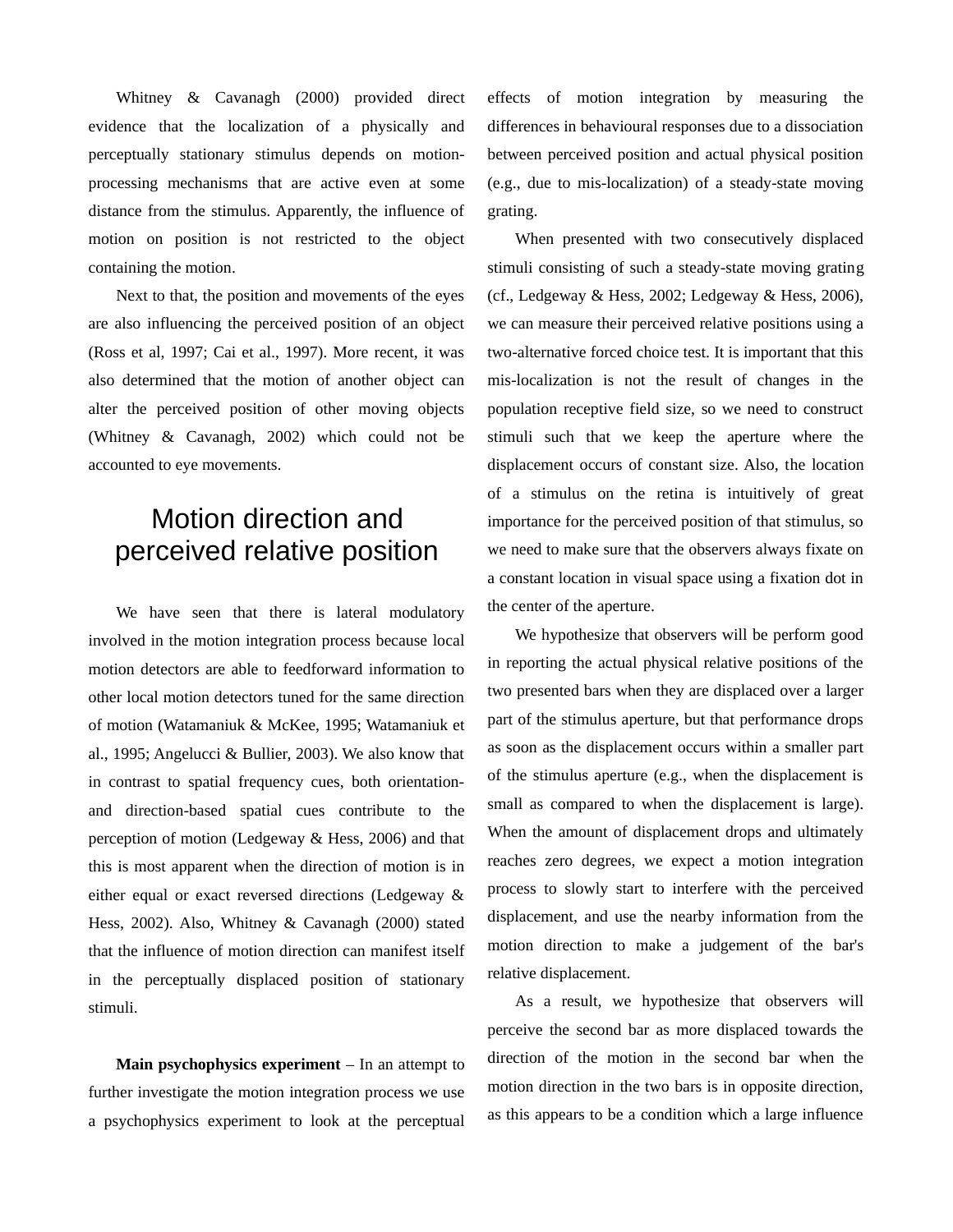Whitney & Cavanagh (2000) provided direct evidence that the localization of a physically and perceptually stationary stimulus depends on motion-processing mechanisms that are active even at some distance from the stimulus. Apparently, the influence of motion on position is not restricted to the object containing the motion.

Next to that, the position and movements of the eyes are also influencing the perceived position of an object (Ross et al, 1997; Cai et al., 1997). More recent, it was also determined that the motion of another object can alter the perceived position of other moving objects (Whitney & Cavanagh, 2002) which could not be accounted to eye movements.

# Motion direction and perceived relative position

We have seen that there is lateral modulatory involved in the motion integration process because local motion detectors are able to feedforward information to other local motion detectors tuned for the same direction of motion (Watamaniuk & McKee, 1995; Watamaniuk et al., 1995; Angelucci & Bullier, 2003). We also know that in contrast to spatial frequency cues, both orientation- and direction-based spatial cues contribute to the perception of motion (Ledgeway & Hess, 2006) and that this is most apparent when the direction of motion is in either equal or exact reversed directions (Ledgeway & Hess, 2002). Also, Whitney & Cavanagh (2000) stated that the influence of motion direction can manifest itself in the perceptually displaced position of stationary stimuli.

**Main psychophysics experiment** – In an attempt to further investigate the motion integration process we use a psychophysics experiment to look at the perceptual effects of motion integration by measuring the differences in behavioural responses due to a dissociation between perceived position and actual physical position (e.g., due to mis-localization) of a steady-state moving grating.

When presented with two consecutively displaced stimuli consisting of such a steady-state moving grating (cf., Ledgeway & Hess, 2002; Ledgeway & Hess, 2006), we can measure their perceived relative positions using a two-alternative forced choice test. It is important that this mis-localization is not the result of changes in the population receptive field size, so we need to construct stimuli such that we keep the aperture where the displacement occurs of constant size. Also, the location of a stimulus on the retina is intuitively of great importance for the perceived position of that stimulus, so we need to make sure that the observers always fixate on a constant location in visual space using a fixation dot in the center of the aperture.

We hypothesize that observers will be perform good in reporting the actual physical relative positions of the two presented bars when they are displaced over a larger part of the stimulus aperture, but that performance drops as soon as the displacement occurs within a smaller part of the stimulus aperture (e.g., when the displacement is small as compared to when the displacement is large). When the amount of displacement drops and ultimately reaches zero degrees, we expect a motion integration process to slowly start to interfere with the perceived displacement, and use the nearby information from the motion direction to make a judgement of the bar's relative displacement.

As a result, we hypothesize that observers will perceive the second bar as more displaced towards the direction of the motion in the second bar when the motion direction in the two bars is in opposite direction, as this appears to be a condition which a large influence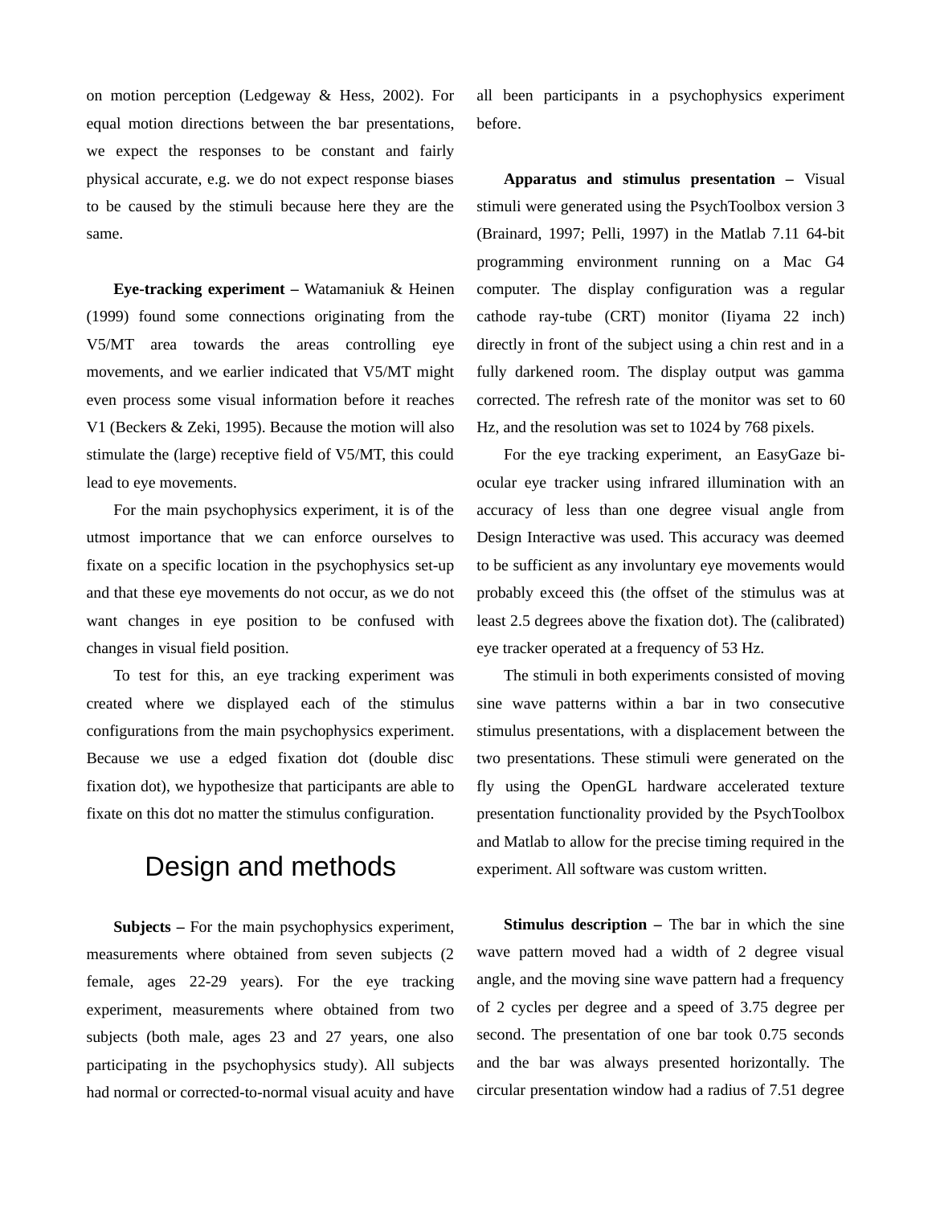on motion perception (Ledgeway & Hess, 2002). For equal motion directions between the bar presentations, we expect the responses to be constant and fairly physical accurate, e.g. we do not expect response biases to be caused by the stimuli because here they are the same.

**Eye-tracking experiment –** Watamaniuk & Heinen (1999) found some connections originating from the V5/MT area towards the areas controlling eye movements, and we earlier indicated that V5/MT might even process some visual information before it reaches V1 (Beckers & Zeki, 1995). Because the motion will also stimulate the (large) receptive field of V5/MT, this could lead to eye movements.

For the main psychophysics experiment, it is of the utmost importance that we can enforce ourselves to fixate on a specific location in the psychophysics set-up and that these eye movements do not occur, as we do not want changes in eye position to be confused with changes in visual field position.

To test for this, an eye tracking experiment was created where we displayed each of the stimulus configurations from the main psychophysics experiment. Because we use a edged fixation dot (double disc fixation dot), we hypothesize that participants are able to fixate on this dot no matter the stimulus configuration.

# Design and methods

**Subjects –** For the main psychophysics experiment, measurements where obtained from seven subjects (2 female, ages 22-29 years). For the eye tracking experiment, measurements where obtained from two subjects (both male, ages 23 and 27 years, one also participating in the psychophysics study). All subjects had normal or corrected-to-normal visual acuity and have all been participants in a psychophysics experiment before.

**Apparatus and stimulus presentation –** Visual stimuli were generated using the PsychToolbox version 3 (Brainard, 1997; Pelli, 1997) in the Matlab 7.11 64-bit programming environment running on a Mac G4 computer. The display configuration was a regular cathode ray-tube (CRT) monitor (Iiyama 22 inch) directly in front of the subject using a chin rest and in a fully darkened room. The display output was gamma corrected. The refresh rate of the monitor was set to 60 Hz, and the resolution was set to 1024 by 768 pixels.

For the eye tracking experiment, an EasyGaze bi-ocular eye tracker using infrared illumination with an accuracy of less than one degree visual angle from Design Interactive was used. This accuracy was deemed to be sufficient as any involuntary eye movements would probably exceed this (the offset of the stimulus was at least 2.5 degrees above the fixation dot). The (calibrated) eye tracker operated at a frequency of 53 Hz.

The stimuli in both experiments consisted of moving sine wave patterns within a bar in two consecutive stimulus presentations, with a displacement between the two presentations. These stimuli were generated on the fly using the OpenGL hardware accelerated texture presentation functionality provided by the PsychToolbox and Matlab to allow for the precise timing required in the experiment. All software was custom written.

**Stimulus description –** The bar in which the sine wave pattern moved had a width of 2 degree visual angle, and the moving sine wave pattern had a frequency of 2 cycles per degree and a speed of 3.75 degree per second. The presentation of one bar took 0.75 seconds and the bar was always presented horizontally. The circular presentation window had a radius of 7.51 degree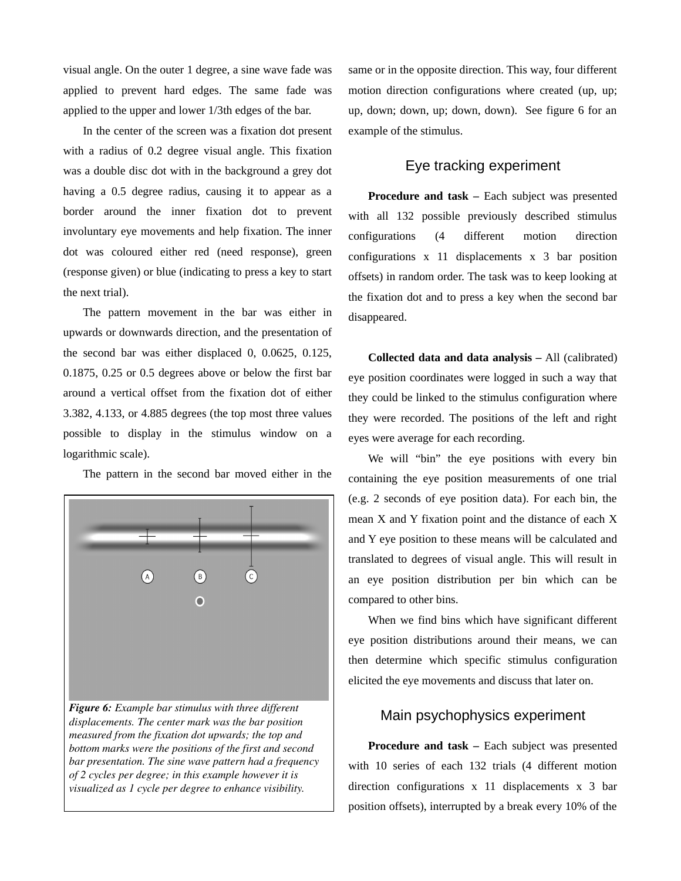visual angle. On the outer 1 degree, a sine wave fade was applied to prevent hard edges. The same fade was applied to the upper and lower 1/3th edges of the bar.

In the center of the screen was a fixation dot present with a radius of 0.2 degree visual angle. This fixation was a double disc dot with in the background a grey dot having a 0.5 degree radius, causing it to appear as a border around the inner fixation dot to prevent involuntary eye movements and help fixation. The inner dot was coloured either red (need response), green (response given) or blue (indicating to press a key to start the next trial).

The pattern movement in the bar was either in upwards or downwards direction, and the presentation of the second bar was either displaced 0, 0.0625, 0.125, 0.1875, 0.25 or 0.5 degrees above or below the first bar around a vertical offset from the fixation dot of either 3.382, 4.133, or 4.885 degrees (the top most three values possible to display in the stimulus window on a logarithmic scale).

The pattern in the second bar moved either in the same or in the opposite direction. This way, four different motion direction configurations where created (up, up; up, down; down, up; down, down). See figure 6 for an example of the stimulus.

*Figure 6: Example bar stimulus with three different displacements. The center mark was the bar position measured from the fixation dot upwards; the top and bottom marks were the positions of the first and second bar presentation. The sine wave pattern had a frequency of 2 cycles per degree; in this example however it is visualized as 1 cycle per degree to enhance visibility.*

## Eye tracking experiment

**Procedure and task –** Each subject was presented with all 132 possible previously described stimulus configurations (4 different motion direction configurations x 11 displacements x 3 bar position offsets) in random order. The task was to keep looking at the fixation dot and to press a key when the second bar disappeared.

**Collected data and data analysis –** All (calibrated) eye position coordinates were logged in such a way that they could be linked to the stimulus configuration where they were recorded. The positions of the left and right eyes were average for each recording.

We will "bin" the eye positions with every bin containing the eye position measurements of one trial (e.g. 2 seconds of eye position data). For each bin, the mean X and Y fixation point and the distance of each X and Y eye position to these means will be calculated and translated to degrees of visual angle. This will result in an eye position distribution per bin which can be compared to other bins.

When we find bins which have significant different eye position distributions around their means, we can then determine which specific stimulus configuration elicited the eye movements and discuss that later on.

## Main psychophysics experiment

**Procedure and task –** Each subject was presented with 10 series of each 132 trials (4 different motion direction configurations x 11 displacements x 3 bar position offsets), interrupted by a break every 10% of the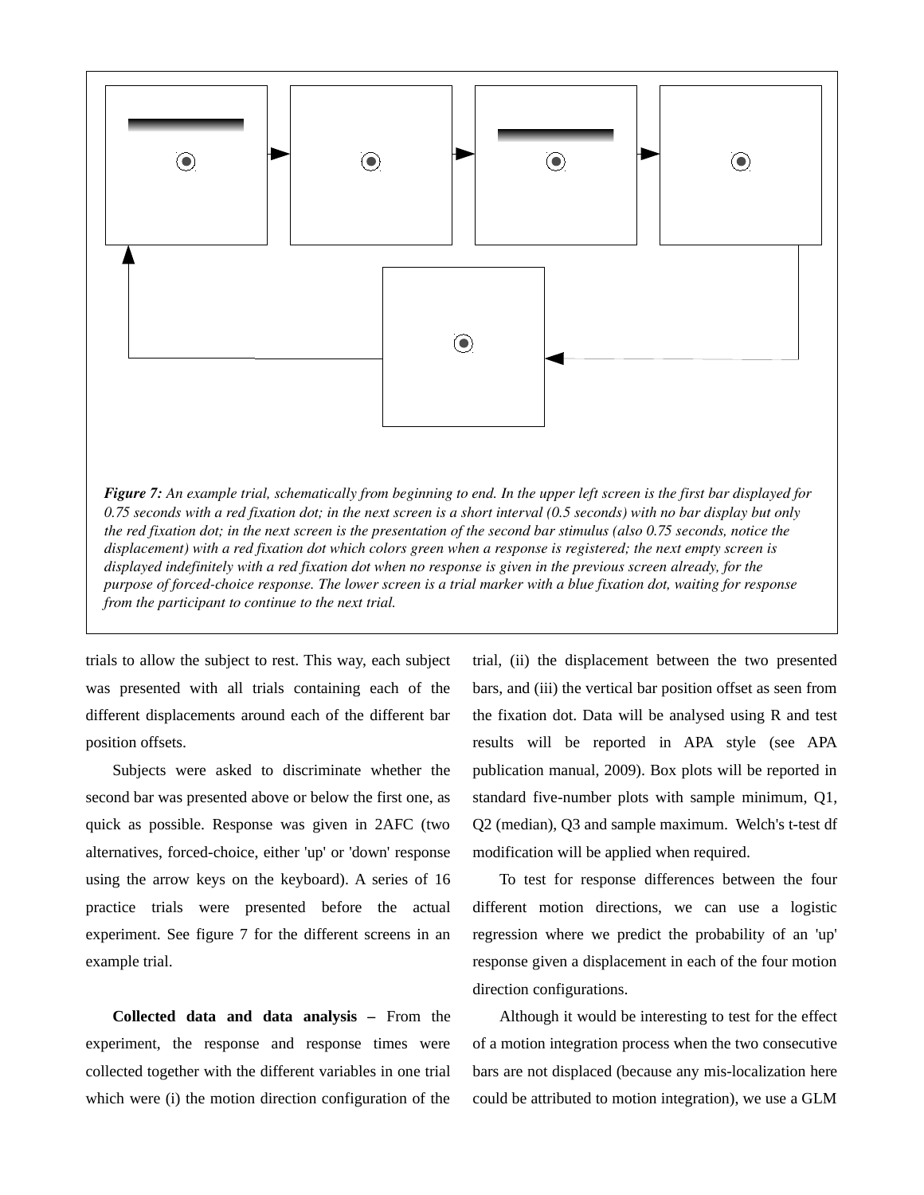*Figure 7: An example trial, schematically from beginning to end. In the upper left screen is the first bar displayed for 0.75 seconds with a red fixation dot; in the next screen is a short interval (0.5 seconds) with no bar display but only the red fixation dot; in the next screen is the presentation of the second bar stimulus (also 0.75 seconds, notice the displacement) with a red fixation dot which colors green when a response is registered; the next empty screen is displayed indefinitely with a red fixation dot when no response is given in the previous screen already, for the purpose of forced-choice response. The lower screen is a trial marker with a blue fixation dot, waiting for response from the participant to continue to the next trial.*

trials to allow the subject to rest. This way, each subject was presented with all trials containing each of the different displacements around each of the different bar position offsets.

Subjects were asked to discriminate whether the second bar was presented above or below the first one, as quick as possible. Response was given in 2AFC (two alternatives, forced-choice, either 'up' or 'down' response using the arrow keys on the keyboard). A series of 16 practice trials were presented before the actual experiment. See figure 7 for the different screens in an example trial.

**Collected data and data analysis –** From the experiment, the response and response times were collected together with the different variables in one trial which were (i) the motion direction configuration of the trial, (ii) the displacement between the two presented bars, and (iii) the vertical bar position offset as seen from the fixation dot. Data will be analysed using R and test results will be reported in APA style (see APA publication manual, 2009). Box plots will be reported in standard five-number plots with sample minimum, Q1, Q2 (median), Q3 and sample maximum. Welch's t-test df modification will be applied when required.

To test for response differences between the four different motion directions, we can use a logistic regression where we predict the probability of an 'up' response given a displacement in each of the four motion direction configurations.

Although it would be interesting to test for the effect of a motion integration process when the two consecutive bars are not displaced (because any mis-localization here could be attributed to motion integration), we use a GLM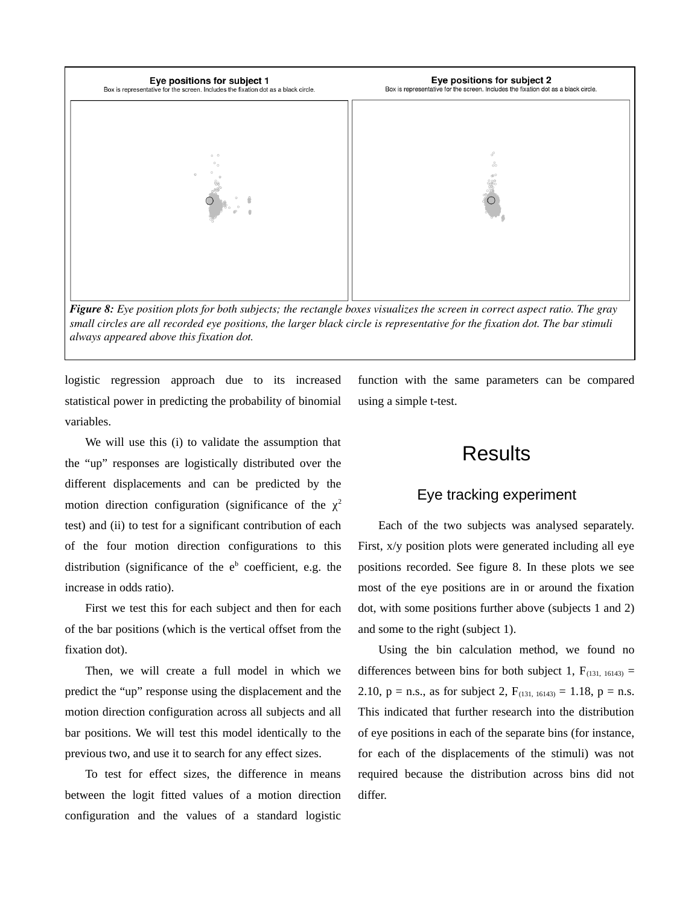Eye positions for subject 1
Box is representative for the screen. Includes the fixation dot as a black circle.

Eye positions for subject 2
Box is representative for the screen. Includes the fixation dot as a black circle.

***Figure 8:*** *Eye position plots for both subjects; the rectangle boxes visualizes the screen in correct aspect ratio. The gray small circles are all recorded eye positions, the larger black circle is representative for the fixation dot. The bar stimuli always appeared above this fixation dot.*

logistic regression approach due to its increased statistical power in predicting the probability of binomial variables.

We will use this (i) to validate the assumption that the "up" responses are logistically distributed over the different displacements and can be predicted by the motion direction configuration (significance of the $\chi^2$ test) and (ii) to test for a significant contribution of each of the four motion direction configurations to this distribution (significance of the $e^b$ coefficient, e.g. the increase in odds ratio).

First we test this for each subject and then for each of the bar positions (which is the vertical offset from the fixation dot).

Then, we will create a full model in which we predict the "up" response using the displacement and the motion direction configuration across all subjects and all bar positions. We will test this model identically to the previous two, and use it to search for any effect sizes.

To test for effect sizes, the difference in means between the logit fitted values of a motion direction configuration and the values of a standard logistic function with the same parameters can be compared using a simple t-test.

# Results

## Eye tracking experiment

Each of the two subjects was analysed separately. First, x/y position plots were generated including all eye positions recorded. See figure 8. In these plots we see most of the eye positions are in or around the fixation dot, with some positions further above (subjects 1 and 2) and some to the right (subject 1).

Using the bin calculation method, we found no differences between bins for both subject 1, $F_{(131,\ 16143)}$ = 2.10, p = n.s., as for subject 2, $F_{(131,\ 16143)}$ = 1.18, p = n.s. This indicated that further research into the distribution of eye positions in each of the separate bins (for instance, for each of the displacements of the stimuli) was not required because the distribution across bins did not differ.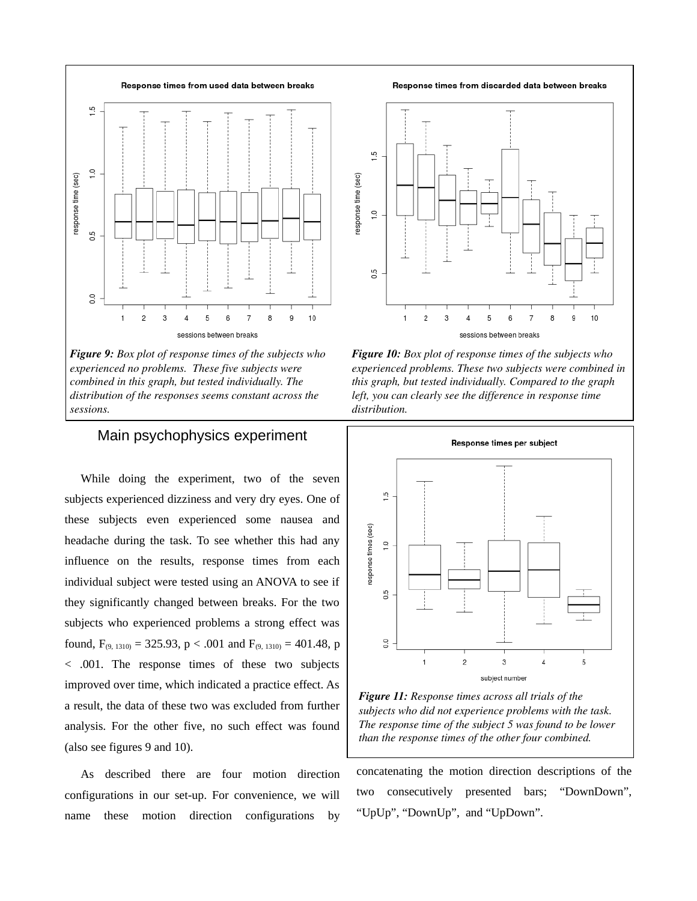*Figure 9: Box plot of response times of the subjects who experienced no problems. These five subjects were combined in this graph, but tested individually. The distribution of the responses seems constant across the sessions.*

*Figure 10: Box plot of response times of the subjects who experienced problems. These two subjects were combined in this graph, but tested individually. Compared to the graph left, you can clearly see the difference in response time distribution.*

## Main psychophysics experiment

While doing the experiment, two of the seven subjects experienced dizziness and very dry eyes. One of these subjects even experienced some nausea and headache during the task. To see whether this had any influence on the results, response times from each individual subject were tested using an ANOVA to see if they significantly changed between breaks. For the two subjects who experienced problems a strong effect was found, $F_{(9, 1310)} = 325.93$, $p < .001$ and $F_{(9, 1310)} = 401.48$, $p < .001$. The response times of these two subjects improved over time, which indicated a practice effect. As a result, the data of these two was excluded from further analysis. For the other five, no such effect was found (also see figures 9 and 10).

*Figure 11: Response times across all trials of the subjects who did not experience problems with the task. The response time of the subject 5 was found to be lower than the response times of the other four combined.*

As described there are four motion direction configurations in our set-up. For convenience, we will name these motion direction configurations by concatenating the motion direction descriptions of the two consecutively presented bars; "DownDown", "UpUp", "DownUp", and "UpDown".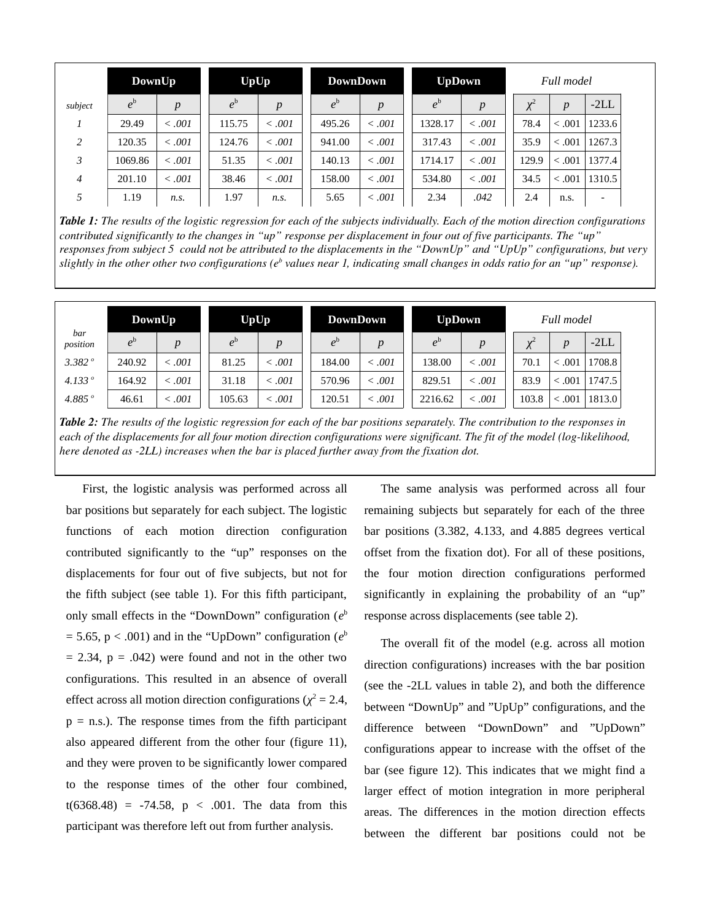| subject | DownUp | | UpUp | | DownDown | | UpDown | | Full model | | |
|---|---|---|---|---|---|---|---|---|---|---|---|
| | $e^b$ | $p$ | $e^b$ | $p$ | $e^b$ | $p$ | $e^b$ | $p$ | $\chi^2$ | $p$ | -2LL |
| *1* | 29.49 | < .001 | 115.75 | < .001 | 495.26 | < .001 | 1328.17 | < .001 | 78.4 | < .001 | 1233.6 |
| *2* | 120.35 | < .001 | 124.76 | < .001 | 941.00 | < .001 | 317.43 | < .001 | 35.9 | < .001 | 1267.3 |
| *3* | 1069.86 | < .001 | 51.35 | < .001 | 140.13 | < .001 | 1714.17 | < .001 | 129.9 | < .001 | 1377.4 |
| *4* | 201.10 | < .001 | 38.46 | < .001 | 158.00 | < .001 | 534.80 | < .001 | 34.5 | < .001 | 1310.5 |
| *5* | 1.19 | *n.s.* | 1.97 | *n.s.* | 5.65 | < .001 | 2.34 | .042 | 2.4 | n.s. | - |

***Table 1:*** *The results of the logistic regression for each of the subjects individually. Each of the motion direction configurations contributed significantly to the changes in "up" response per displacement in four out of five participants. The "up" responses from subject 5 could not be attributed to the displacements in the "DownUp" and "UpUp" configurations, but very slightly in the other other two configurations ($e^b$ values near 1, indicating small changes in odds ratio for an "up" response).*

| bar position | DownUp | | UpUp | | DownDown | | UpDown | | Full model | | |
|---|---|---|---|---|---|---|---|---|---|---|---|
| | $e^b$ | $p$ | $e^b$ | $p$ | $e^b$ | $p$ | $e^b$ | $p$ | $\chi^2$ | $p$ | -2LL |
| *3.382 º* | 240.92 | < .001 | 81.25 | < .001 | 184.00 | < .001 | 138.00 | < .001 | 70.1 | < .001 | 1708.8 |
| *4.133 º* | 164.92 | < .001 | 31.18 | < .001 | 570.96 | < .001 | 829.51 | < .001 | 83.9 | < .001 | 1747.5 |
| *4.885 º* | 46.61 | < .001 | 105.63 | < .001 | 120.51 | < .001 | 2216.62 | < .001 | 103.8 | < .001 | 1813.0 |

***Table 2:*** *The results of the logistic regression for each of the bar positions separately. The contribution to the responses in each of the displacements for all four motion direction configurations were significant. The fit of the model (log-likelihood, here denoted as -2LL) increases when the bar is placed further away from the fixation dot.*

First, the logistic analysis was performed across all bar positions but separately for each subject. The logistic functions of each motion direction configuration contributed significantly to the "up" responses on the displacements for four out of five subjects, but not for the fifth subject (see table 1). For this fifth participant, only small effects in the "DownDown" configuration ($e^b = 5.65$, $p < .001$) and in the "UpDown" configuration ($e^b = 2.34$, $p = .042$) were found and not in the other two configurations. This resulted in an absence of overall effect across all motion direction configurations ($\chi^2 = 2.4$, p = n.s.). The response times from the fifth participant also appeared different from the other four (figure 11), and they were proven to be significantly lower compared to the response times of the other four combined, $t(6368.48) = -74.58$, $p < .001$. The data from this participant was therefore left out from further analysis.

The same analysis was performed across all four remaining subjects but separately for each of the three bar positions (3.382, 4.133, and 4.885 degrees vertical offset from the fixation dot). For all of these positions, the four motion direction configurations performed significantly in explaining the probability of an "up" response across displacements (see table 2).

The overall fit of the model (e.g. across all motion direction configurations) increases with the bar position (see the -2LL values in table 2), and both the difference between "DownUp" and "UpUp" configurations, and the difference between "DownDown" and "UpDown" configurations appear to increase with the offset of the bar (see figure 12). This indicates that we might find a larger effect of motion integration in more peripheral areas. The differences in the motion direction effects between the different bar positions could not be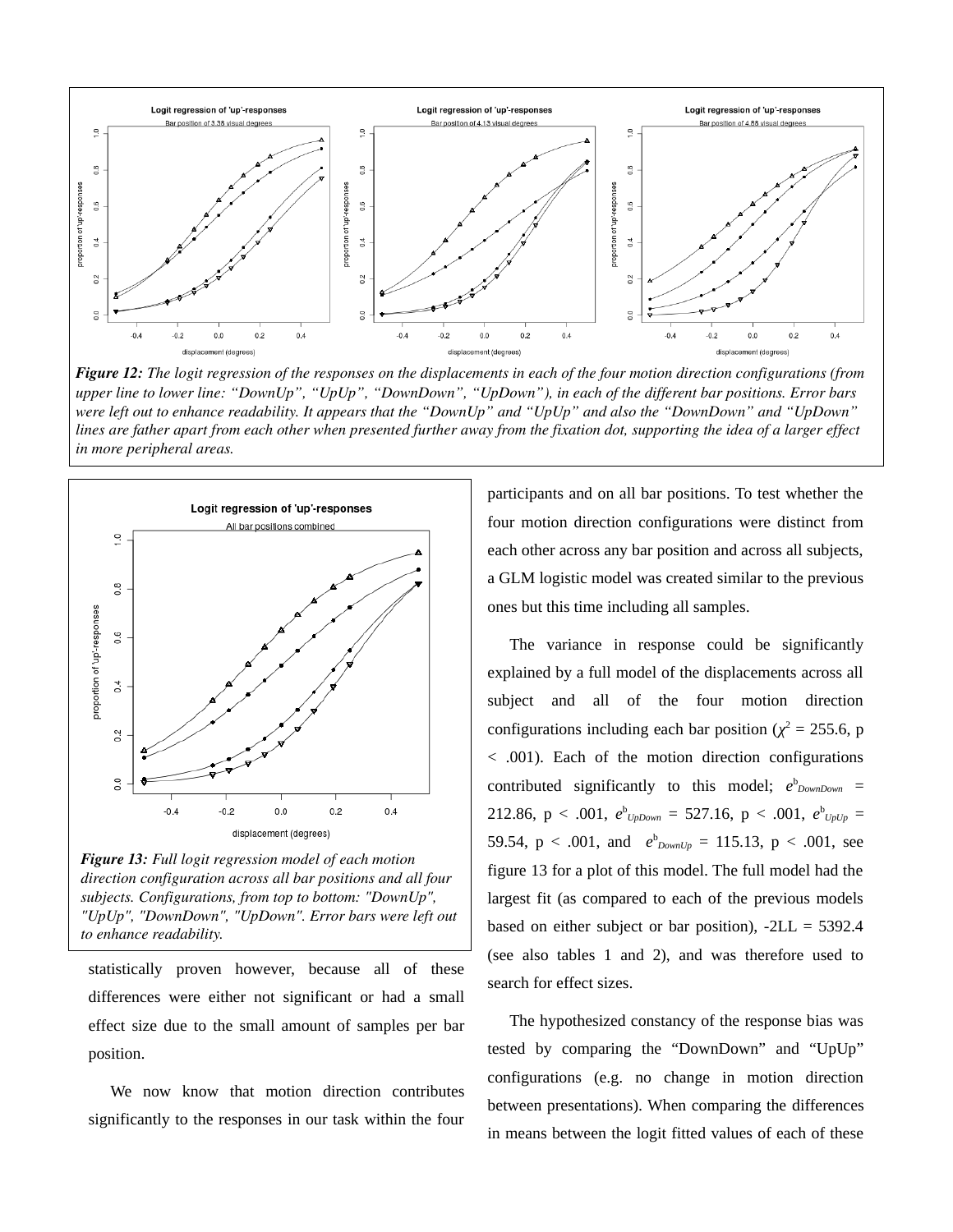*Figure 12: The logit regression of the responses on the displacements in each of the four motion direction configurations (from upper line to lower line: "DownUp", "UpUp", "DownDown", "UpDown"), in each of the different bar positions. Error bars were left out to enhance readability. It appears that the "DownUp" and "UpUp" and also the "DownDown" and "UpDown" lines are father apart from each other when presented further away from the fixation dot, supporting the idea of a larger effect in more peripheral areas.*

*Figure 13: Full logit regression model of each motion direction configuration across all bar positions and all four subjects. Configurations, from top to bottom: "DownUp", "UpUp", "DownDown", "UpDown". Error bars were left out to enhance readability.*

statistically proven however, because all of these differences were either not significant or had a small effect size due to the small amount of samples per bar position.

We now know that motion direction contributes significantly to the responses in our task within the four participants and on all bar positions. To test whether the four motion direction configurations were distinct from each other across any bar position and across all subjects, a GLM logistic model was created similar to the previous ones but this time including all samples.

The variance in response could be significantly explained by a full model of the displacements across all subject and all of the four motion direction configurations including each bar position ($\chi^2$ = 255.6, p < .001). Each of the motion direction configurations contributed significantly to this model; $e^{b}_{DownDown}$ = 212.86, p < .001, $e^{b}_{UpDown}$ = 527.16, p < .001, $e^{b}_{UpUp}$ = 59.54, p < .001, and $e^{b}_{DownUp}$ = 115.13, p < .001, see figure 13 for a plot of this model. The full model had the largest fit (as compared to each of the previous models based on either subject or bar position), -2LL = 5392.4 (see also tables 1 and 2), and was therefore used to search for effect sizes.

The hypothesized constancy of the response bias was tested by comparing the "DownDown" and "UpUp" configurations (e.g. no change in motion direction between presentations). When comparing the differences in means between the logit fitted values of each of these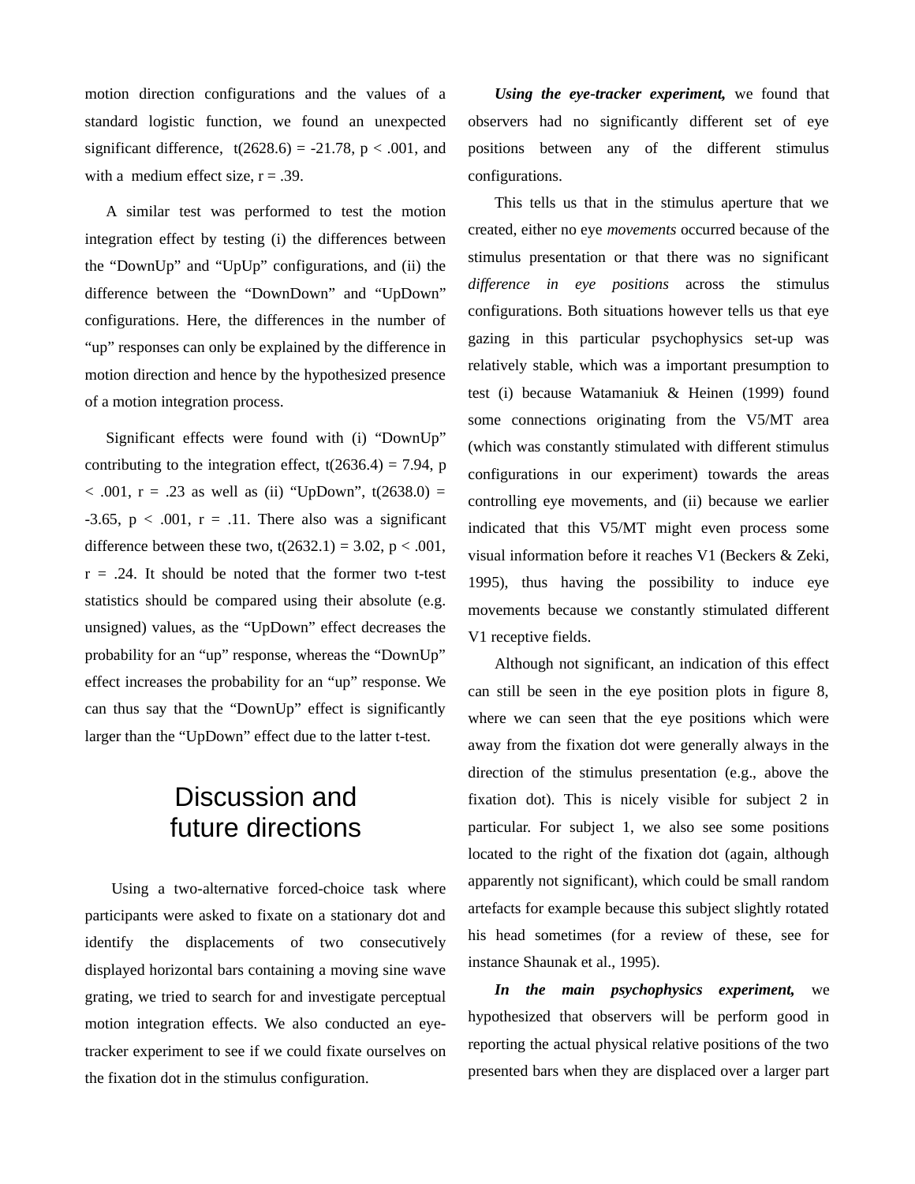motion direction configurations and the values of a standard logistic function, we found an unexpected significant difference, $t(2628.6) = -21.78$, $p < .001$, and with a medium effect size, $r = .39$.

A similar test was performed to test the motion integration effect by testing (i) the differences between the "DownUp" and "UpUp" configurations, and (ii) the difference between the "DownDown" and "UpDown" configurations. Here, the differences in the number of "up" responses can only be explained by the difference in motion direction and hence by the hypothesized presence of a motion integration process.

Significant effects were found with (i) "DownUp" contributing to the integration effect, $t(2636.4) = 7.94$, $p < .001$, $r = .23$ as well as (ii) "UpDown", $t(2638.0) = -3.65$, $p < .001$, $r = .11$. There also was a significant difference between these two, $t(2632.1) = 3.02$, $p < .001$, $r = .24$. It should be noted that the former two t-test statistics should be compared using their absolute (e.g. unsigned) values, as the "UpDown" effect decreases the probability for an "up" response, whereas the "DownUp" effect increases the probability for an "up" response. We can thus say that the "DownUp" effect is significantly larger than the "UpDown" effect due to the latter t-test.

# Discussion and future directions

Using a two-alternative forced-choice task where participants were asked to fixate on a stationary dot and identify the displacements of two consecutively displayed horizontal bars containing a moving sine wave grating, we tried to search for and investigate perceptual motion integration effects. We also conducted an eye-tracker experiment to see if we could fixate ourselves on the fixation dot in the stimulus configuration.

***Using the eye-tracker experiment,*** we found that observers had no significantly different set of eye positions between any of the different stimulus configurations.

This tells us that in the stimulus aperture that we created, either no eye *movements* occurred because of the stimulus presentation or that there was no significant *difference in eye positions* across the stimulus configurations. Both situations however tells us that eye gazing in this particular psychophysics set-up was relatively stable, which was a important presumption to test (i) because Watamaniuk & Heinen (1999) found some connections originating from the V5/MT area (which was constantly stimulated with different stimulus configurations in our experiment) towards the areas controlling eye movements, and (ii) because we earlier indicated that this V5/MT might even process some visual information before it reaches V1 (Beckers & Zeki, 1995), thus having the possibility to induce eye movements because we constantly stimulated different V1 receptive fields.

Although not significant, an indication of this effect can still be seen in the eye position plots in figure 8, where we can seen that the eye positions which were away from the fixation dot were generally always in the direction of the stimulus presentation (e.g., above the fixation dot). This is nicely visible for subject 2 in particular. For subject 1, we also see some positions located to the right of the fixation dot (again, although apparently not significant), which could be small random artefacts for example because this subject slightly rotated his head sometimes (for a review of these, see for instance Shaunak et al., 1995).

***In the main psychophysics experiment,*** we hypothesized that observers will be perform good in reporting the actual physical relative positions of the two presented bars when they are displaced over a larger part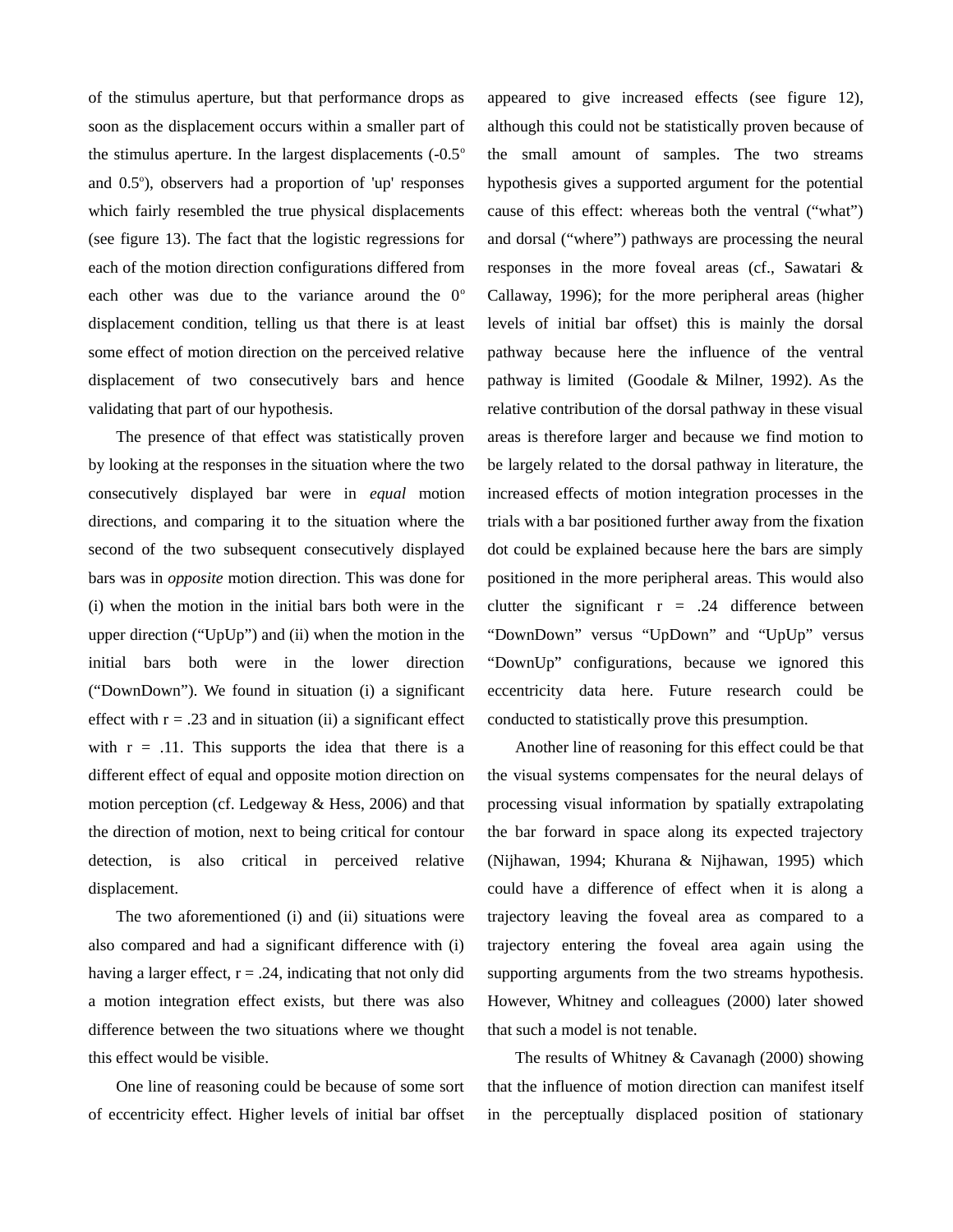of the stimulus aperture, but that performance drops as soon as the displacement occurs within a smaller part of the stimulus aperture. In the largest displacements (-0.5$^o$ and 0.5$^o$), observers had a proportion of 'up' responses which fairly resembled the true physical displacements (see figure 13). The fact that the logistic regressions for each of the motion direction configurations differed from each other was due to the variance around the 0$^o$ displacement condition, telling us that there is at least some effect of motion direction on the perceived relative displacement of two consecutively bars and hence validating that part of our hypothesis.

The presence of that effect was statistically proven by looking at the responses in the situation where the two consecutively displayed bar were in *equal* motion directions, and comparing it to the situation where the second of the two subsequent consecutively displayed bars was in *opposite* motion direction. This was done for (i) when the motion in the initial bars both were in the upper direction ("UpUp") and (ii) when the motion in the initial bars both were in the lower direction ("DownDown"). We found in situation (i) a significant effect with $r = .23$ and in situation (ii) a significant effect with $r = .11$. This supports the idea that there is a different effect of equal and opposite motion direction on motion perception (cf. Ledgeway & Hess, 2006) and that the direction of motion, next to being critical for contour detection, is also critical in perceived relative displacement.

The two aforementioned (i) and (ii) situations were also compared and had a significant difference with (i) having a larger effect, $r = .24$, indicating that not only did a motion integration effect exists, but there was also difference between the two situations where we thought this effect would be visible.

One line of reasoning could be because of some sort of eccentricity effect. Higher levels of initial bar offset appeared to give increased effects (see figure 12), although this could not be statistically proven because of the small amount of samples. The two streams hypothesis gives a supported argument for the potential cause of this effect: whereas both the ventral ("what") and dorsal ("where") pathways are processing the neural responses in the more foveal areas (cf., Sawatari & Callaway, 1996); for the more peripheral areas (higher levels of initial bar offset) this is mainly the dorsal pathway because here the influence of the ventral pathway is limited (Goodale & Milner, 1992). As the relative contribution of the dorsal pathway in these visual areas is therefore larger and because we find motion to be largely related to the dorsal pathway in literature, the increased effects of motion integration processes in the trials with a bar positioned further away from the fixation dot could be explained because here the bars are simply positioned in the more peripheral areas. This would also clutter the significant $r = .24$ difference between "DownDown" versus "UpDown" and "UpUp" versus "DownUp" configurations, because we ignored this eccentricity data here. Future research could be conducted to statistically prove this presumption.

Another line of reasoning for this effect could be that the visual systems compensates for the neural delays of processing visual information by spatially extrapolating the bar forward in space along its expected trajectory (Nijhawan, 1994; Khurana & Nijhawan, 1995) which could have a difference of effect when it is along a trajectory leaving the foveal area as compared to a trajectory entering the foveal area again using the supporting arguments from the two streams hypothesis. However, Whitney and colleagues (2000) later showed that such a model is not tenable.

The results of Whitney & Cavanagh (2000) showing that the influence of motion direction can manifest itself in the perceptually displaced position of stationary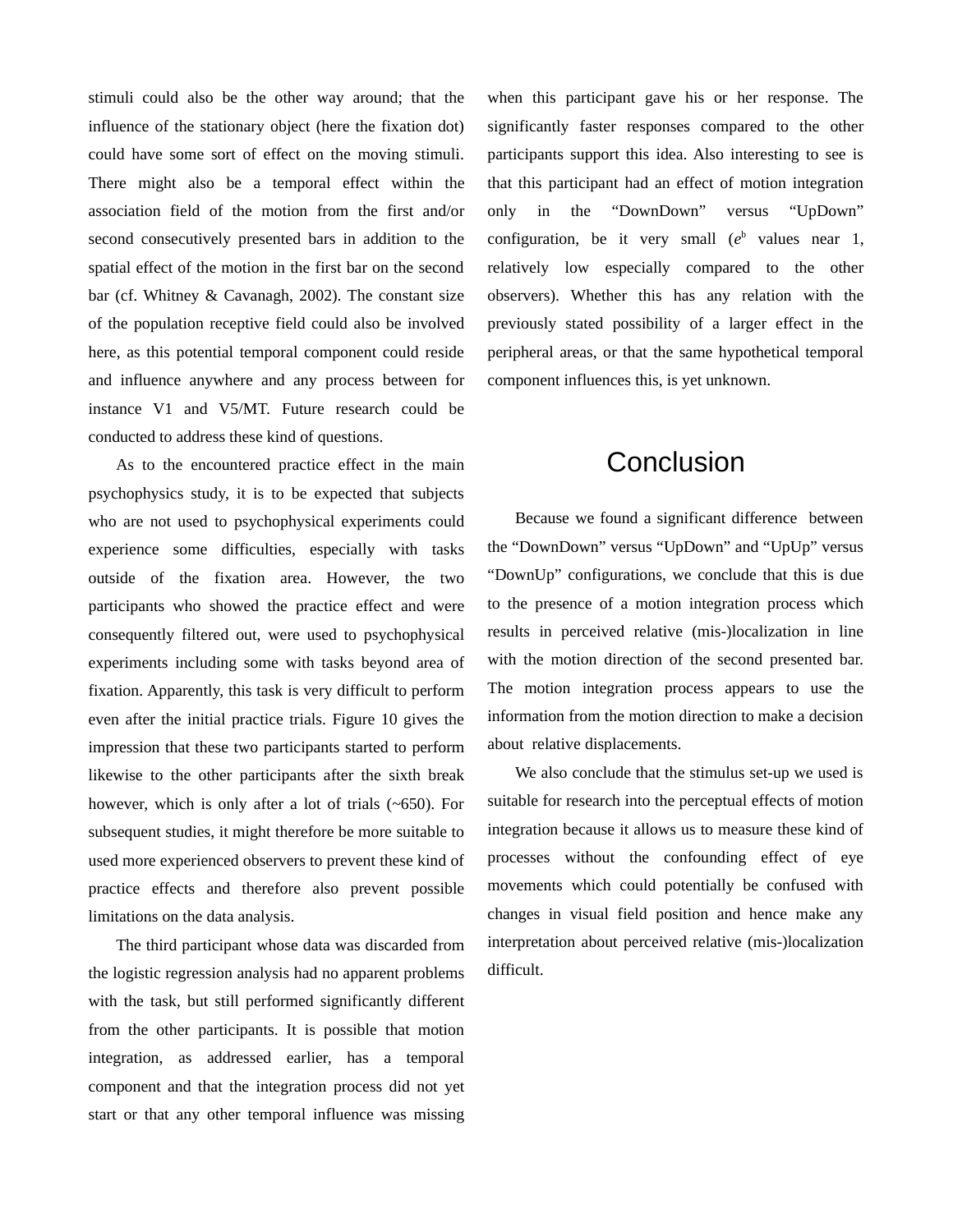stimuli could also be the other way around; that the influence of the stationary object (here the fixation dot) could have some sort of effect on the moving stimuli. There might also be a temporal effect within the association field of the motion from the first and/or second consecutively presented bars in addition to the spatial effect of the motion in the first bar on the second bar (cf. Whitney & Cavanagh, 2002). The constant size of the population receptive field could also be involved here, as this potential temporal component could reside and influence anywhere and any process between for instance V1 and V5/MT. Future research could be conducted to address these kind of questions.

As to the encountered practice effect in the main psychophysics study, it is to be expected that subjects who are not used to psychophysical experiments could experience some difficulties, especially with tasks outside of the fixation area. However, the two participants who showed the practice effect and were consequently filtered out, were used to psychophysical experiments including some with tasks beyond area of fixation. Apparently, this task is very difficult to perform even after the initial practice trials. Figure 10 gives the impression that these two participants started to perform likewise to the other participants after the sixth break however, which is only after a lot of trials (~650). For subsequent studies, it might therefore be more suitable to used more experienced observers to prevent these kind of practice effects and therefore also prevent possible limitations on the data analysis.

The third participant whose data was discarded from the logistic regression analysis had no apparent problems with the task, but still performed significantly different from the other participants. It is possible that motion integration, as addressed earlier, has a temporal component and that the integration process did not yet start or that any other temporal influence was missing when this participant gave his or her response. The significantly faster responses compared to the other participants support this idea. Also interesting to see is that this participant had an effect of motion integration only in the “DownDown” versus “UpDown” configuration, be it very small ($e^b$ values near 1, relatively low especially compared to the other observers). Whether this has any relation with the previously stated possibility of a larger effect in the peripheral areas, or that the same hypothetical temporal component influences this, is yet unknown.

# Conclusion

Because we found a significant difference between the “DownDown” versus “UpDown” and “UpUp” versus “DownUp” configurations, we conclude that this is due to the presence of a motion integration process which results in perceived relative (mis-)localization in line with the motion direction of the second presented bar. The motion integration process appears to use the information from the motion direction to make a decision about relative displacements.

We also conclude that the stimulus set-up we used is suitable for research into the perceptual effects of motion integration because it allows us to measure these kind of processes without the confounding effect of eye movements which could potentially be confused with changes in visual field position and hence make any interpretation about perceived relative (mis-)localization difficult.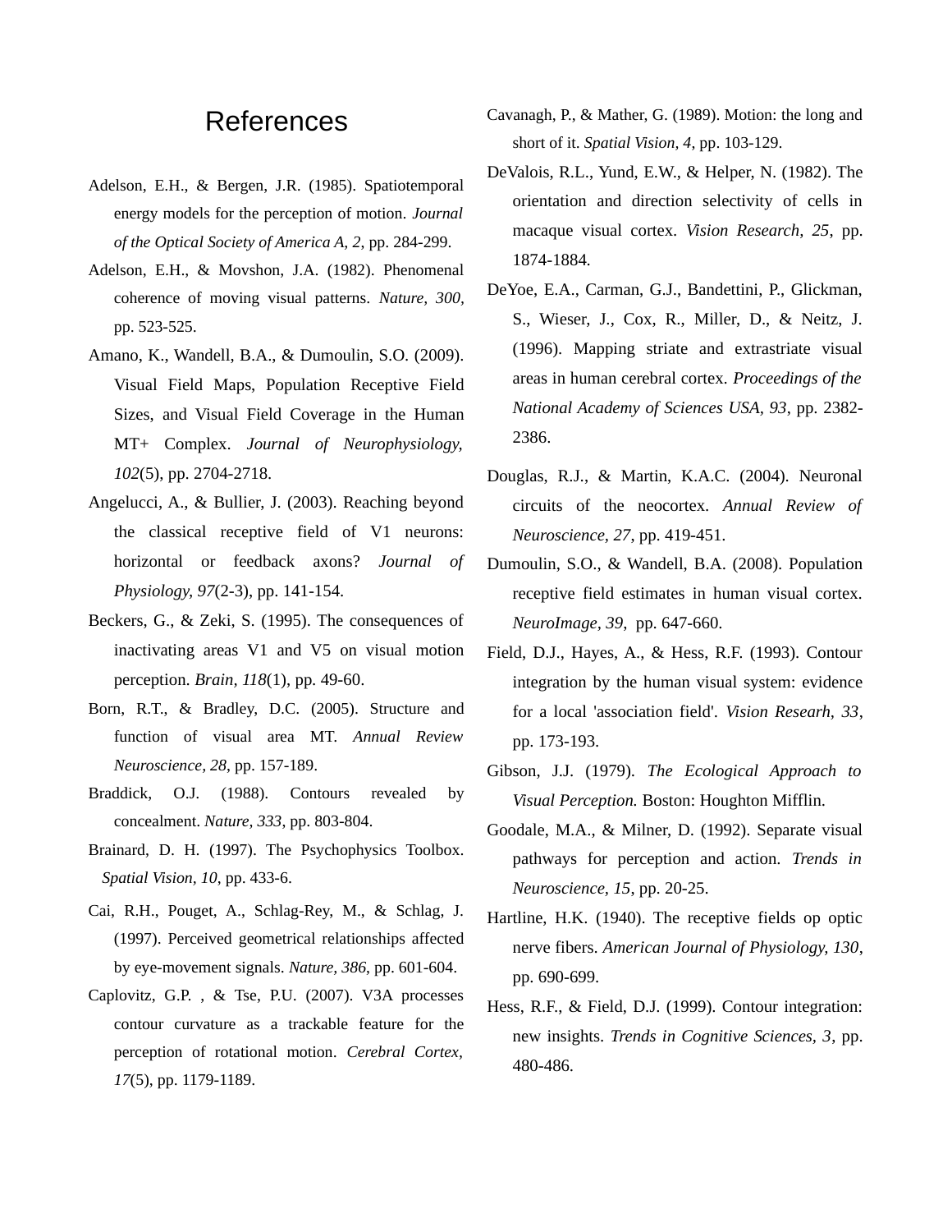# References

Adelson, E.H., & Bergen, J.R. (1985). Spatiotemporal energy models for the perception of motion. *Journal of the Optical Society of America A, 2*, pp. 284-299.

Adelson, E.H., & Movshon, J.A. (1982). Phenomenal coherence of moving visual patterns. *Nature, 300*, pp. 523-525.

Amano, K., Wandell, B.A., & Dumoulin, S.O. (2009). Visual Field Maps, Population Receptive Field Sizes, and Visual Field Coverage in the Human MT+ Complex. *Journal of Neurophysiology, 102*(5), pp. 2704-2718.

Angelucci, A., & Bullier, J. (2003). Reaching beyond the classical receptive field of V1 neurons: horizontal or feedback axons? *Journal of Physiology, 97*(2-3), pp. 141-154.

Beckers, G., & Zeki, S. (1995). The consequences of inactivating areas V1 and V5 on visual motion perception. *Brain, 118*(1), pp. 49-60.

Born, R.T., & Bradley, D.C. (2005). Structure and function of visual area MT. *Annual Review Neuroscience, 28*, pp. 157-189.

Braddick, O.J. (1988). Contours revealed by concealment. *Nature, 333*, pp. 803-804.

Brainard, D. H. (1997). The Psychophysics Toolbox. *Spatial Vision, 10*, pp. 433-6.

Cai, R.H., Pouget, A., Schlag-Rey, M., & Schlag, J. (1997). Perceived geometrical relationships affected by eye-movement signals. *Nature, 386*, pp. 601-604.

Caplovitz, G.P. , & Tse, P.U. (2007). V3A processes contour curvature as a trackable feature for the perception of rotational motion. *Cerebral Cortex, 17*(5), pp. 1179-1189.

Cavanagh, P., & Mather, G. (1989). Motion: the long and short of it. *Spatial Vision, 4*, pp. 103-129.

DeValois, R.L., Yund, E.W., & Helper, N. (1982). The orientation and direction selectivity of cells in macaque visual cortex. *Vision Research, 25*, pp. 1874-1884.

DeYoe, E.A., Carman, G.J., Bandettini, P., Glickman, S., Wieser, J., Cox, R., Miller, D., & Neitz, J. (1996). Mapping striate and extrastriate visual areas in human cerebral cortex. *Proceedings of the National Academy of Sciences USA, 93*, pp. 2382-2386.

Douglas, R.J., & Martin, K.A.C. (2004). Neuronal circuits of the neocortex. *Annual Review of Neuroscience, 27*, pp. 419-451.

Dumoulin, S.O., & Wandell, B.A. (2008). Population receptive field estimates in human visual cortex. *NeuroImage, 39*, pp. 647-660.

Field, D.J., Hayes, A., & Hess, R.F. (1993). Contour integration by the human visual system: evidence for a local 'association field'. *Vision Researh, 33*, pp. 173-193.

Gibson, J.J. (1979). *The Ecological Approach to Visual Perception.* Boston: Houghton Mifflin.

Goodale, M.A., & Milner, D. (1992). Separate visual pathways for perception and action. *Trends in Neuroscience, 15*, pp. 20-25.

Hartline, H.K. (1940). The receptive fields op optic nerve fibers. *American Journal of Physiology, 130*, pp. 690-699.

Hess, R.F., & Field, D.J. (1999). Contour integration: new insights. *Trends in Cognitive Sciences, 3*, pp. 480-486.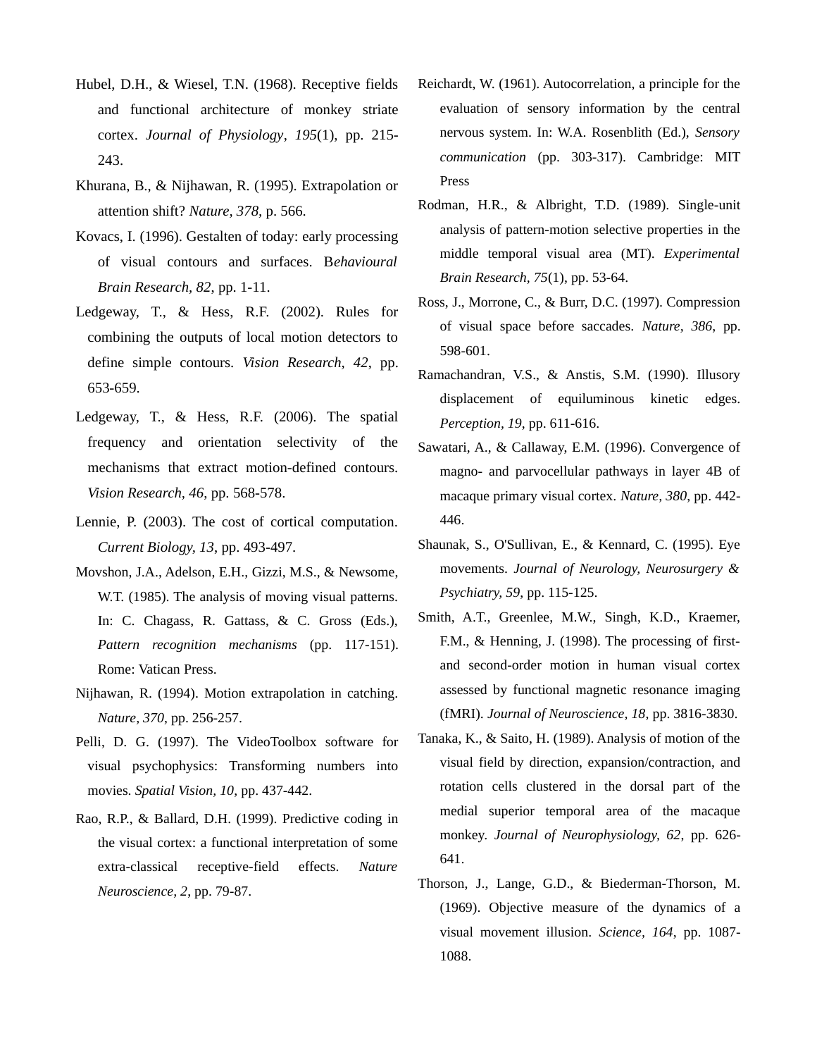Hubel, D.H., & Wiesel, T.N. (1968). Receptive fields and functional architecture of monkey striate cortex. *Journal of Physiology*, *195*(1), pp. 215-243.

Khurana, B., & Nijhawan, R. (1995). Extrapolation or attention shift? *Nature, 378*, p. 566.

Kovacs, I. (1996). Gestalten of today: early processing of visual contours and surfaces. B*ehavioural Brain Research, 82*, pp. 1-11.

Ledgeway, T., & Hess, R.F. (2002). Rules for combining the outputs of local motion detectors to define simple contours. *Vision Research, 42*, pp. 653-659.

Ledgeway, T., & Hess, R.F. (2006). The spatial frequency and orientation selectivity of the mechanisms that extract motion-defined contours. *Vision Research, 46*, pp. 568-578.

Lennie, P. (2003). The cost of cortical computation. *Current Biology, 13*, pp. 493-497.

Movshon, J.A., Adelson, E.H., Gizzi, M.S., & Newsome, W.T. (1985). The analysis of moving visual patterns. In: C. Chagass, R. Gattass, & C. Gross (Eds.), *Pattern recognition mechanisms* (pp. 117-151). Rome: Vatican Press.

Nijhawan, R. (1994). Motion extrapolation in catching. *Nature, 370*, pp. 256-257.

Pelli, D. G. (1997). The VideoToolbox software for visual psychophysics: Transforming numbers into movies. *Spatial Vision, 10*, pp. 437-442.

Rao, R.P., & Ballard, D.H. (1999). Predictive coding in the visual cortex: a functional interpretation of some extra-classical receptive-field effects. *Nature Neuroscience, 2*, pp. 79-87.

Reichardt, W. (1961). Autocorrelation, a principle for the evaluation of sensory information by the central nervous system. In: W.A. Rosenblith (Ed.), *Sensory communication* (pp. 303-317). Cambridge: MIT Press

Rodman, H.R., & Albright, T.D. (1989). Single-unit analysis of pattern-motion selective properties in the middle temporal visual area (MT). *Experimental Brain Research, 75*(1), pp. 53-64.

Ross, J., Morrone, C., & Burr, D.C. (1997). Compression of visual space before saccades. *Nature, 386*, pp. 598-601.

Ramachandran, V.S., & Anstis, S.M. (1990). Illusory displacement of equiluminous kinetic edges. *Perception, 19*, pp. 611-616.

Sawatari, A., & Callaway, E.M. (1996). Convergence of magno- and parvocellular pathways in layer 4B of macaque primary visual cortex. *Nature, 380*, pp. 442-446.

Shaunak, S., O'Sullivan, E., & Kennard, C. (1995). Eye movements. *Journal of Neurology, Neurosurgery & Psychiatry, 59*, pp. 115-125.

Smith, A.T., Greenlee, M.W., Singh, K.D., Kraemer, F.M., & Henning, J. (1998). The processing of first- and second-order motion in human visual cortex assessed by functional magnetic resonance imaging (fMRI). *Journal of Neuroscience, 18*, pp. 3816-3830.

Tanaka, K., & Saito, H. (1989). Analysis of motion of the visual field by direction, expansion/contraction, and rotation cells clustered in the dorsal part of the medial superior temporal area of the macaque monkey. *Journal of Neurophysiology, 62*, pp. 626-641.

Thorson, J., Lange, G.D., & Biederman-Thorson, M. (1969). Objective measure of the dynamics of a visual movement illusion. *Science, 164*, pp. 1087-1088.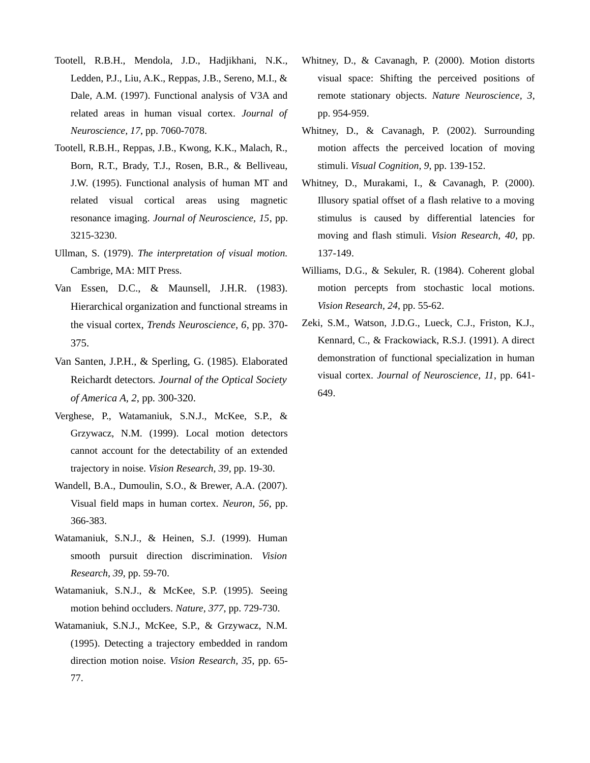Tootell, R.B.H., Mendola, J.D., Hadjikhani, N.K., Ledden, P.J., Liu, A.K., Reppas, J.B., Sereno, M.I., & Dale, A.M. (1997). Functional analysis of V3A and related areas in human visual cortex. *Journal of Neuroscience, 17*, pp. 7060-7078.

Tootell, R.B.H., Reppas, J.B., Kwong, K.K., Malach, R., Born, R.T., Brady, T.J., Rosen, B.R., & Belliveau, J.W. (1995). Functional analysis of human MT and related visual cortical areas using magnetic resonance imaging. *Journal of Neuroscience, 15*, pp. 3215-3230.

Ullman, S. (1979). *The interpretation of visual motion.* Cambrige, MA: MIT Press.

Van Essen, D.C., & Maunsell, J.H.R. (1983). Hierarchical organization and functional streams in the visual cortex, *Trends Neuroscience, 6*, pp. 370-375.

Van Santen, J.P.H., & Sperling, G. (1985). Elaborated Reichardt detectors. *Journal of the Optical Society of America A, 2*, pp. 300-320.

Verghese, P., Watamaniuk, S.N.J., McKee, S.P., & Grzywacz, N.M. (1999). Local motion detectors cannot account for the detectability of an extended trajectory in noise. *Vision Research, 39*, pp. 19-30.

Wandell, B.A., Dumoulin, S.O., & Brewer, A.A. (2007). Visual field maps in human cortex. *Neuron, 56*, pp. 366-383.

Watamaniuk, S.N.J., & Heinen, S.J. (1999). Human smooth pursuit direction discrimination. *Vision Research, 39*, pp. 59-70.

Watamaniuk, S.N.J., & McKee, S.P. (1995). Seeing motion behind occluders. *Nature, 377*, pp. 729-730.

Watamaniuk, S.N.J., McKee, S.P., & Grzywacz, N.M. (1995). Detecting a trajectory embedded in random direction motion noise. *Vision Research, 35*, pp. 65-77.

Whitney, D., & Cavanagh, P. (2000). Motion distorts visual space: Shifting the perceived positions of remote stationary objects. *Nature Neuroscience, 3*, pp. 954-959.

Whitney, D., & Cavanagh, P. (2002). Surrounding motion affects the perceived location of moving stimuli. *Visual Cognition, 9*, pp. 139-152.

Whitney, D., Murakami, I., & Cavanagh, P. (2000). Illusory spatial offset of a flash relative to a moving stimulus is caused by differential latencies for moving and flash stimuli. *Vision Research, 40*, pp. 137-149.

Williams, D.G., & Sekuler, R. (1984). Coherent global motion percepts from stochastic local motions. *Vision Research, 24*, pp. 55-62.

Zeki, S.M., Watson, J.D.G., Lueck, C.J., Friston, K.J., Kennard, C., & Frackowiack, R.S.J. (1991). A direct demonstration of functional specialization in human visual cortex. *Journal of Neuroscience, 11*, pp. 641-649.